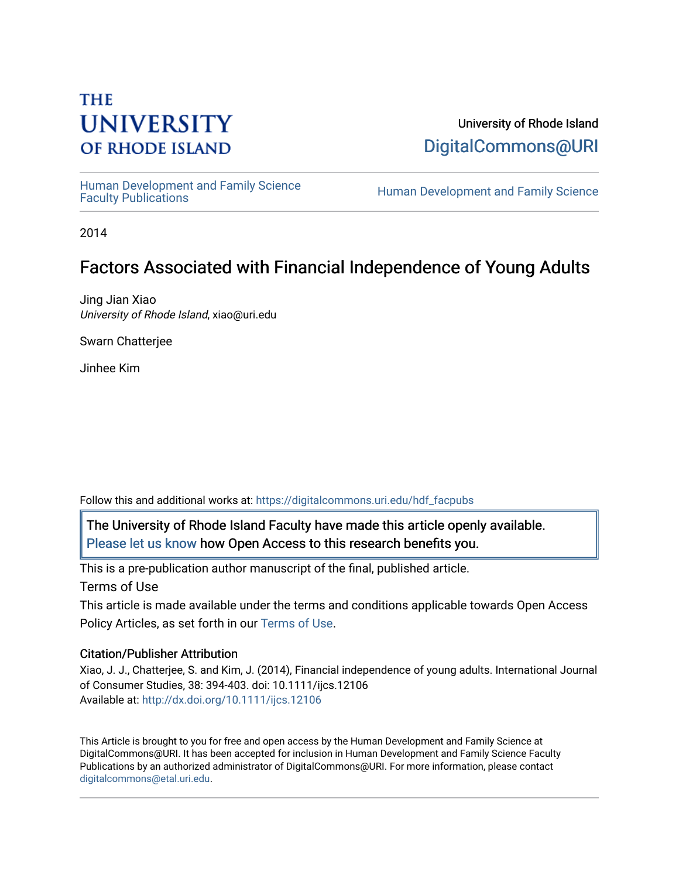THE UNIVERSITY OF RHODE ISLAND

University of Rhode Island
DigitalCommons@URI

Human Development and Family Science Faculty Publications

Human Development and Family Science

2014

# Factors Associated with Financial Independence of Young Adults

Jing Jian Xiao
*University of Rhode Island*, xiao@uri.edu

Swarn Chatterjee

Jinhee Kim

Follow this and additional works at: https://digitalcommons.uri.edu/hdf_facpubs

The University of Rhode Island Faculty have made this article openly available. Please let us know how Open Access to this research benefits you.

This is a pre-publication author manuscript of the final, published article.

Terms of Use

This article is made available under the terms and conditions applicable towards Open Access Policy Articles, as set forth in our Terms of Use.

### Citation/Publisher Attribution

Xiao, J. J., Chatterjee, S. and Kim, J. (2014), Financial independence of young adults. International Journal of Consumer Studies, 38: 394-403. doi: 10.1111/ijcs.12106
Available at: http://dx.doi.org/10.1111/ijcs.12106

This Article is brought to you for free and open access by the Human Development and Family Science at DigitalCommons@URI. It has been accepted for inclusion in Human Development and Family Science Faculty Publications by an authorized administrator of DigitalCommons@URI. For more information, please contact digitalcommons@etal.uri.edu.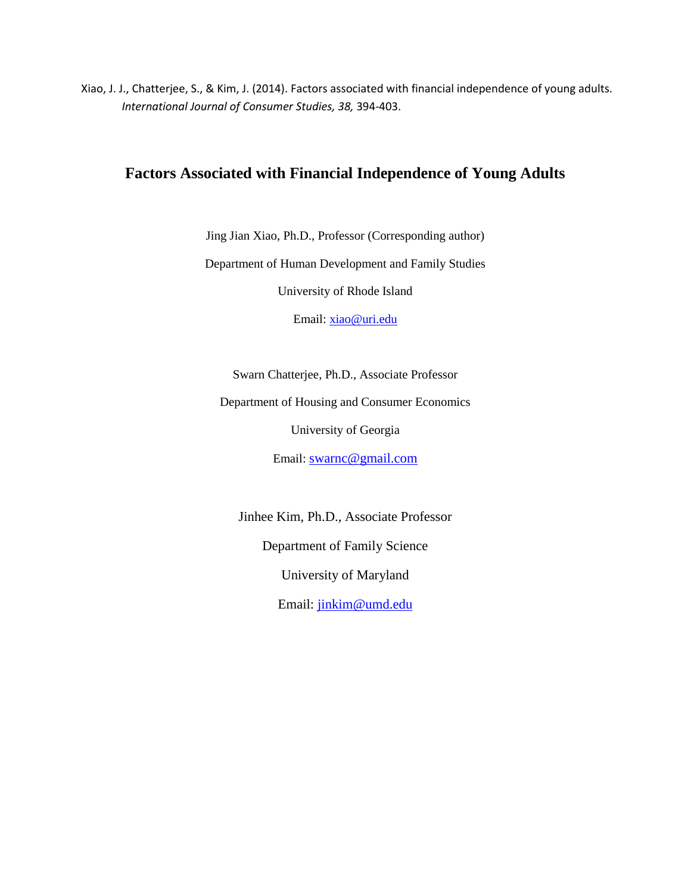Xiao, J. J., Chatterjee, S., & Kim, J. (2014). Factors associated with financial independence of young adults. *International Journal of Consumer Studies, 38,* 394-403.

# Factors Associated with Financial Independence of Young Adults

Jing Jian Xiao, Ph.D., Professor (Corresponding author)

Department of Human Development and Family Studies

University of Rhode Island

Email: xiao@uri.edu

Swarn Chatterjee, Ph.D., Associate Professor

Department of Housing and Consumer Economics

University of Georgia

Email: swarnc@gmail.com

Jinhee Kim, Ph.D., Associate Professor

Department of Family Science

University of Maryland

Email: jinkim@umd.edu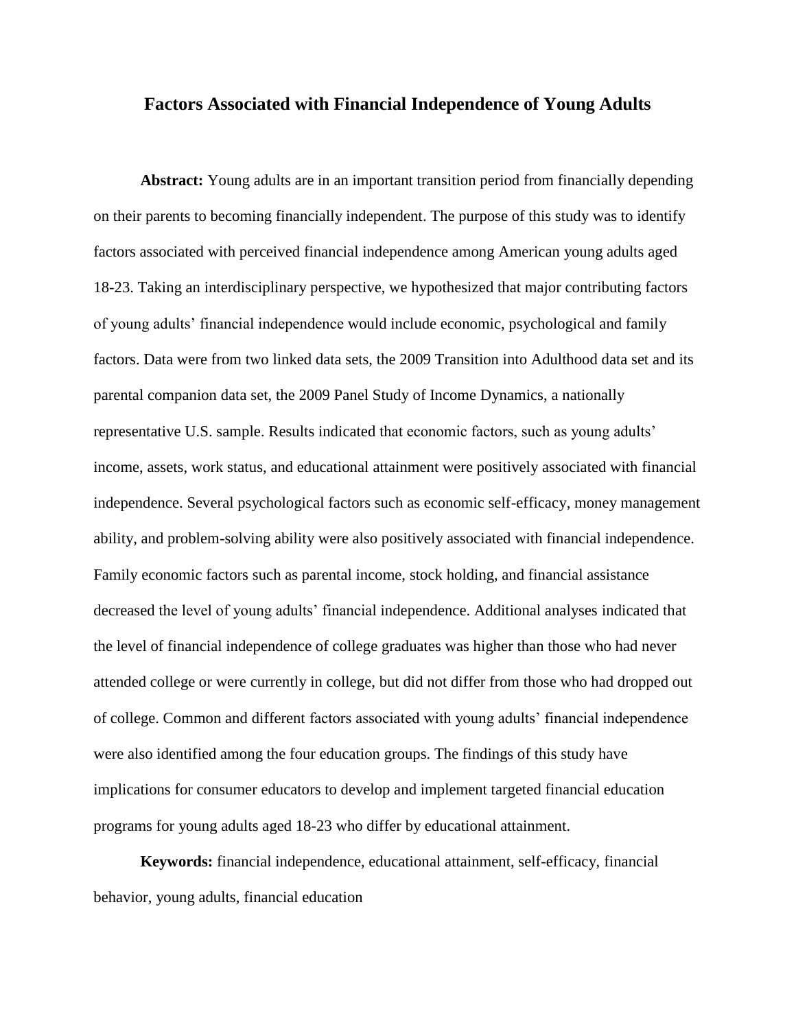# Factors Associated with Financial Independence of Young Adults

**Abstract:** Young adults are in an important transition period from financially depending on their parents to becoming financially independent. The purpose of this study was to identify factors associated with perceived financial independence among American young adults aged 18-23. Taking an interdisciplinary perspective, we hypothesized that major contributing factors of young adults' financial independence would include economic, psychological and family factors. Data were from two linked data sets, the 2009 Transition into Adulthood data set and its parental companion data set, the 2009 Panel Study of Income Dynamics, a nationally representative U.S. sample. Results indicated that economic factors, such as young adults' income, assets, work status, and educational attainment were positively associated with financial independence. Several psychological factors such as economic self-efficacy, money management ability, and problem-solving ability were also positively associated with financial independence. Family economic factors such as parental income, stock holding, and financial assistance decreased the level of young adults' financial independence. Additional analyses indicated that the level of financial independence of college graduates was higher than those who had never attended college or were currently in college, but did not differ from those who had dropped out of college. Common and different factors associated with young adults' financial independence were also identified among the four education groups. The findings of this study have implications for consumer educators to develop and implement targeted financial education programs for young adults aged 18-23 who differ by educational attainment.

**Keywords:** financial independence, educational attainment, self-efficacy, financial behavior, young adults, financial education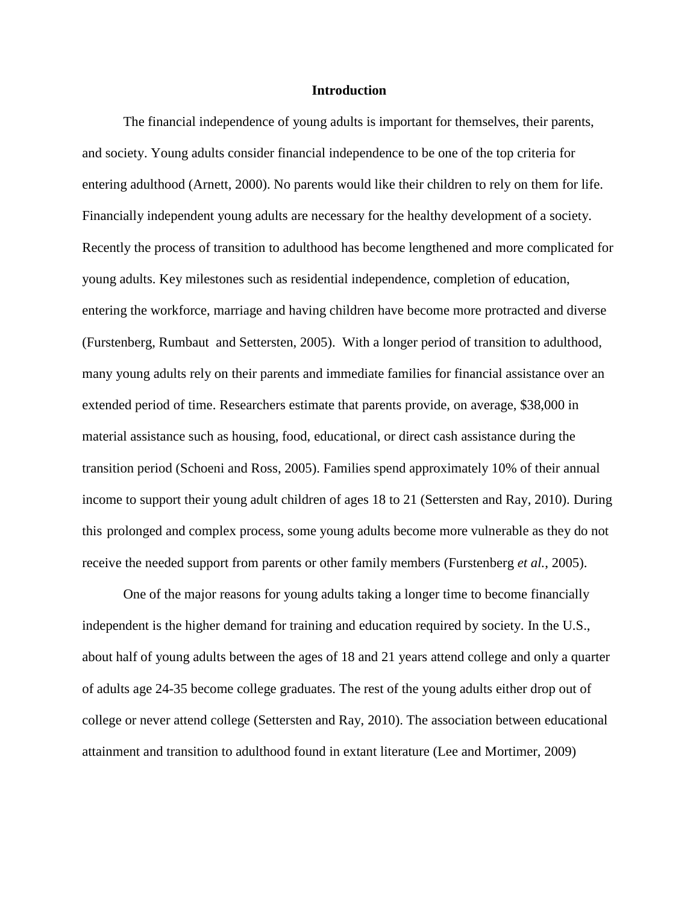# Introduction

The financial independence of young adults is important for themselves, their parents, and society. Young adults consider financial independence to be one of the top criteria for entering adulthood (Arnett, 2000). No parents would like their children to rely on them for life. Financially independent young adults are necessary for the healthy development of a society. Recently the process of transition to adulthood has become lengthened and more complicated for young adults. Key milestones such as residential independence, completion of education, entering the workforce, marriage and having children have become more protracted and diverse (Furstenberg, Rumbaut and Settersten, 2005). With a longer period of transition to adulthood, many young adults rely on their parents and immediate families for financial assistance over an extended period of time. Researchers estimate that parents provide, on average, $38,000 in material assistance such as housing, food, educational, or direct cash assistance during the transition period (Schoeni and Ross, 2005). Families spend approximately 10% of their annual income to support their young adult children of ages 18 to 21 (Settersten and Ray, 2010). During this prolonged and complex process, some young adults become more vulnerable as they do not receive the needed support from parents or other family members (Furstenberg *et al.*, 2005).

One of the major reasons for young adults taking a longer time to become financially independent is the higher demand for training and education required by society. In the U.S., about half of young adults between the ages of 18 and 21 years attend college and only a quarter of adults age 24-35 become college graduates. The rest of the young adults either drop out of college or never attend college (Settersten and Ray, 2010). The association between educational attainment and transition to adulthood found in extant literature (Lee and Mortimer, 2009)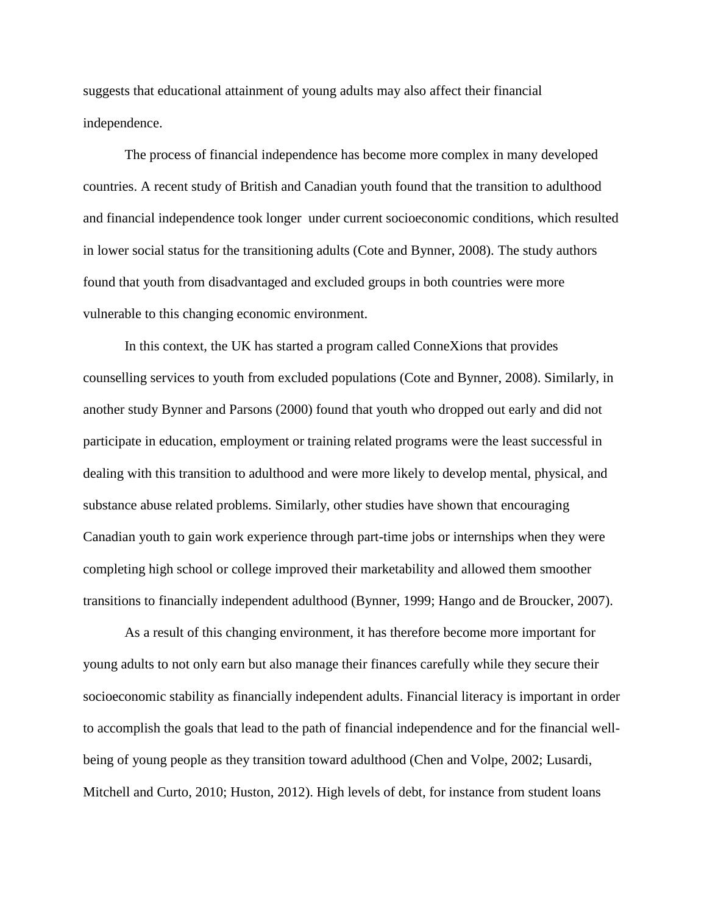suggests that educational attainment of young adults may also affect their financial independence.

The process of financial independence has become more complex in many developed countries. A recent study of British and Canadian youth found that the transition to adulthood and financial independence took longer under current socioeconomic conditions, which resulted in lower social status for the transitioning adults (Cote and Bynner, 2008). The study authors found that youth from disadvantaged and excluded groups in both countries were more vulnerable to this changing economic environment.

In this context, the UK has started a program called ConneXions that provides counselling services to youth from excluded populations (Cote and Bynner, 2008). Similarly, in another study Bynner and Parsons (2000) found that youth who dropped out early and did not participate in education, employment or training related programs were the least successful in dealing with this transition to adulthood and were more likely to develop mental, physical, and substance abuse related problems. Similarly, other studies have shown that encouraging Canadian youth to gain work experience through part-time jobs or internships when they were completing high school or college improved their marketability and allowed them smoother transitions to financially independent adulthood (Bynner, 1999; Hango and de Broucker, 2007).

As a result of this changing environment, it has therefore become more important for young adults to not only earn but also manage their finances carefully while they secure their socioeconomic stability as financially independent adults. Financial literacy is important in order to accomplish the goals that lead to the path of financial independence and for the financial well-being of young people as they transition toward adulthood (Chen and Volpe, 2002; Lusardi, Mitchell and Curto, 2010; Huston, 2012). High levels of debt, for instance from student loans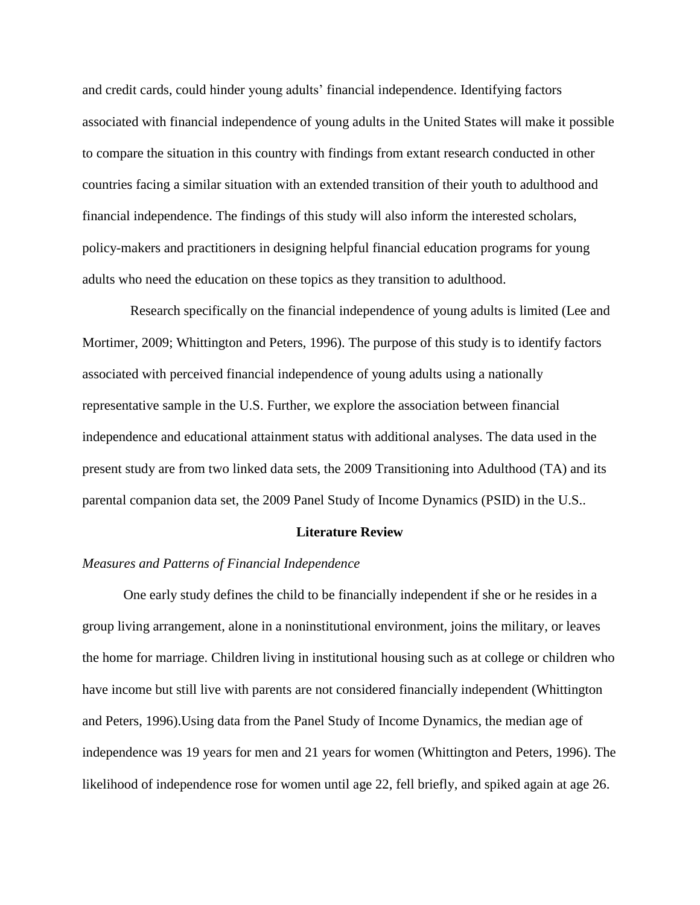and credit cards, could hinder young adults' financial independence. Identifying factors associated with financial independence of young adults in the United States will make it possible to compare the situation in this country with findings from extant research conducted in other countries facing a similar situation with an extended transition of their youth to adulthood and financial independence. The findings of this study will also inform the interested scholars, policy-makers and practitioners in designing helpful financial education programs for young adults who need the education on these topics as they transition to adulthood.

Research specifically on the financial independence of young adults is limited (Lee and Mortimer, 2009; Whittington and Peters, 1996). The purpose of this study is to identify factors associated with perceived financial independence of young adults using a nationally representative sample in the U.S. Further, we explore the association between financial independence and educational attainment status with additional analyses. The data used in the present study are from two linked data sets, the 2009 Transitioning into Adulthood (TA) and its parental companion data set, the 2009 Panel Study of Income Dynamics (PSID) in the U.S..

## Literature Review

### *Measures and Patterns of Financial Independence*

One early study defines the child to be financially independent if she or he resides in a group living arrangement, alone in a noninstitutional environment, joins the military, or leaves the home for marriage. Children living in institutional housing such as at college or children who have income but still live with parents are not considered financially independent (Whittington and Peters, 1996).Using data from the Panel Study of Income Dynamics, the median age of independence was 19 years for men and 21 years for women (Whittington and Peters, 1996). The likelihood of independence rose for women until age 22, fell briefly, and spiked again at age 26.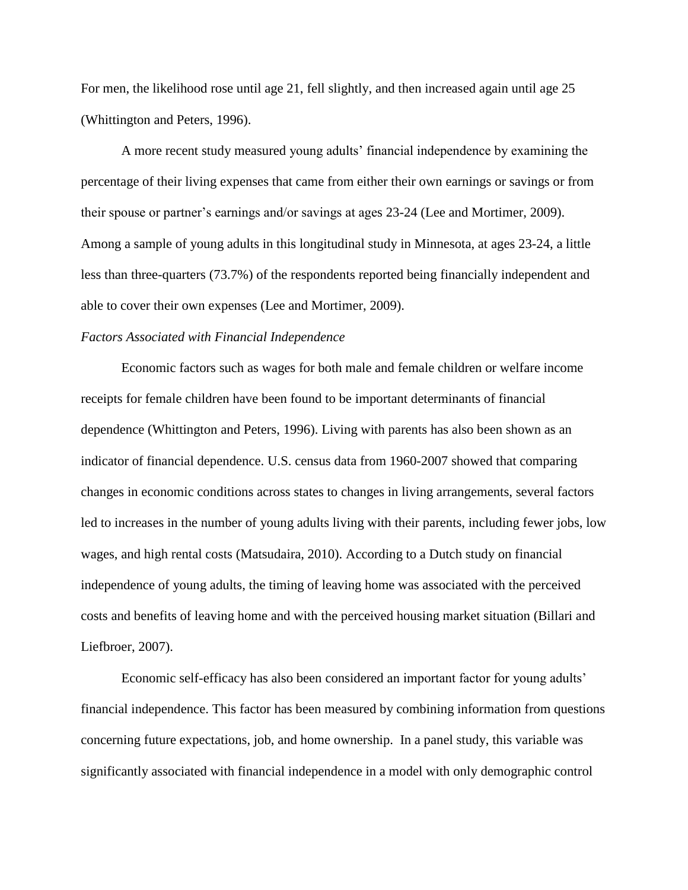For men, the likelihood rose until age 21, fell slightly, and then increased again until age 25 (Whittington and Peters, 1996).

A more recent study measured young adults' financial independence by examining the percentage of their living expenses that came from either their own earnings or savings or from their spouse or partner's earnings and/or savings at ages 23-24 (Lee and Mortimer, 2009). Among a sample of young adults in this longitudinal study in Minnesota, at ages 23-24, a little less than three-quarters (73.7%) of the respondents reported being financially independent and able to cover their own expenses (Lee and Mortimer, 2009).

*Factors Associated with Financial Independence*

Economic factors such as wages for both male and female children or welfare income receipts for female children have been found to be important determinants of financial dependence (Whittington and Peters, 1996). Living with parents has also been shown as an indicator of financial dependence. U.S. census data from 1960-2007 showed that comparing changes in economic conditions across states to changes in living arrangements, several factors led to increases in the number of young adults living with their parents, including fewer jobs, low wages, and high rental costs (Matsudaira, 2010). According to a Dutch study on financial independence of young adults, the timing of leaving home was associated with the perceived costs and benefits of leaving home and with the perceived housing market situation (Billari and Liefbroer, 2007).

Economic self-efficacy has also been considered an important factor for young adults' financial independence. This factor has been measured by combining information from questions concerning future expectations, job, and home ownership. In a panel study, this variable was significantly associated with financial independence in a model with only demographic control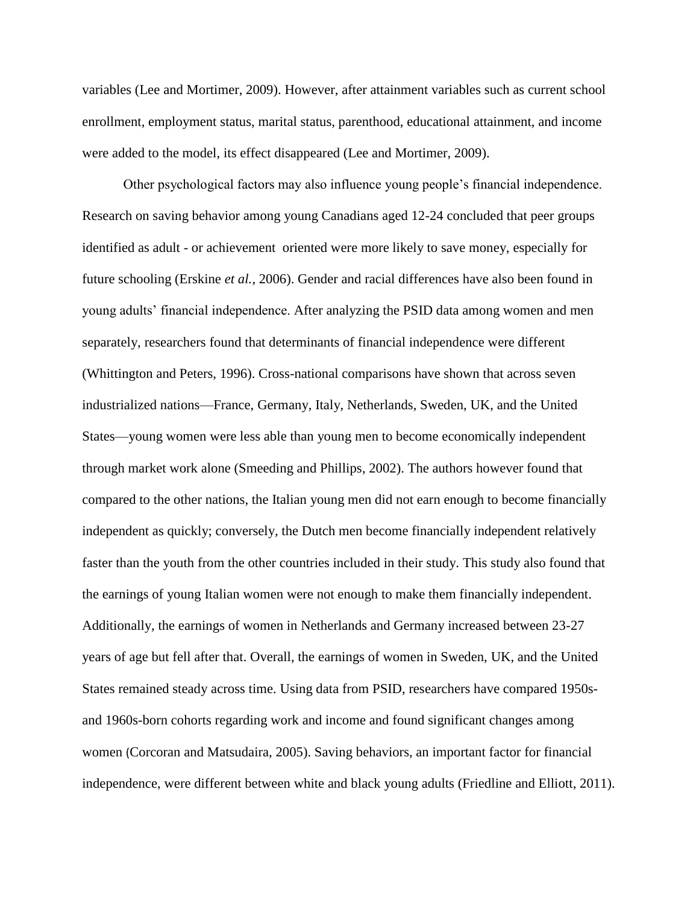variables (Lee and Mortimer, 2009). However, after attainment variables such as current school enrollment, employment status, marital status, parenthood, educational attainment, and income were added to the model, its effect disappeared (Lee and Mortimer, 2009).

Other psychological factors may also influence young people's financial independence. Research on saving behavior among young Canadians aged 12-24 concluded that peer groups identified as adult - or achievement  oriented were more likely to save money, especially for future schooling (Erskine *et al.*, 2006). Gender and racial differences have also been found in young adults' financial independence. After analyzing the PSID data among women and men separately, researchers found that determinants of financial independence were different (Whittington and Peters, 1996). Cross-national comparisons have shown that across seven industrialized nations—France, Germany, Italy, Netherlands, Sweden, UK, and the United States—young women were less able than young men to become economically independent through market work alone (Smeeding and Phillips, 2002). The authors however found that compared to the other nations, the Italian young men did not earn enough to become financially independent as quickly; conversely, the Dutch men become financially independent relatively faster than the youth from the other countries included in their study. This study also found that the earnings of young Italian women were not enough to make them financially independent. Additionally, the earnings of women in Netherlands and Germany increased between 23-27 years of age but fell after that. Overall, the earnings of women in Sweden, UK, and the United States remained steady across time. Using data from PSID, researchers have compared 1950s- and 1960s-born cohorts regarding work and income and found significant changes among women (Corcoran and Matsudaira, 2005). Saving behaviors, an important factor for financial independence, were different between white and black young adults (Friedline and Elliott, 2011).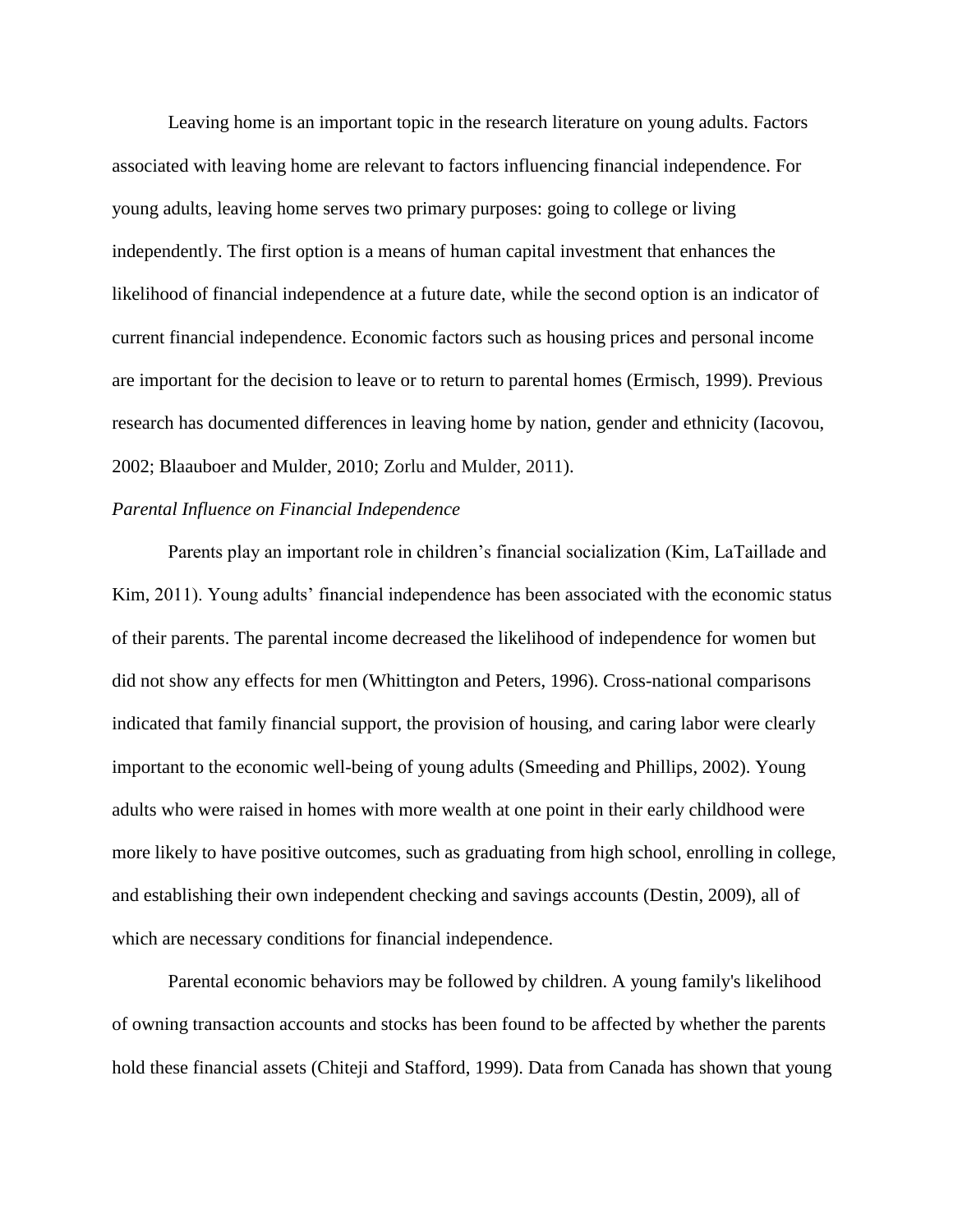Leaving home is an important topic in the research literature on young adults. Factors associated with leaving home are relevant to factors influencing financial independence. For young adults, leaving home serves two primary purposes: going to college or living independently. The first option is a means of human capital investment that enhances the likelihood of financial independence at a future date, while the second option is an indicator of current financial independence. Economic factors such as housing prices and personal income are important for the decision to leave or to return to parental homes (Ermisch, 1999). Previous research has documented differences in leaving home by nation, gender and ethnicity (Iacovou, 2002; Blaauboer and Mulder, 2010; Zorlu and Mulder, 2011).

*Parental Influence on Financial Independence*

Parents play an important role in children's financial socialization (Kim, LaTaillade and Kim, 2011). Young adults' financial independence has been associated with the economic status of their parents. The parental income decreased the likelihood of independence for women but did not show any effects for men (Whittington and Peters, 1996). Cross-national comparisons indicated that family financial support, the provision of housing, and caring labor were clearly important to the economic well-being of young adults (Smeeding and Phillips, 2002). Young adults who were raised in homes with more wealth at one point in their early childhood were more likely to have positive outcomes, such as graduating from high school, enrolling in college, and establishing their own independent checking and savings accounts (Destin, 2009), all of which are necessary conditions for financial independence.

Parental economic behaviors may be followed by children. A young family's likelihood of owning transaction accounts and stocks has been found to be affected by whether the parents hold these financial assets (Chiteji and Stafford, 1999). Data from Canada has shown that young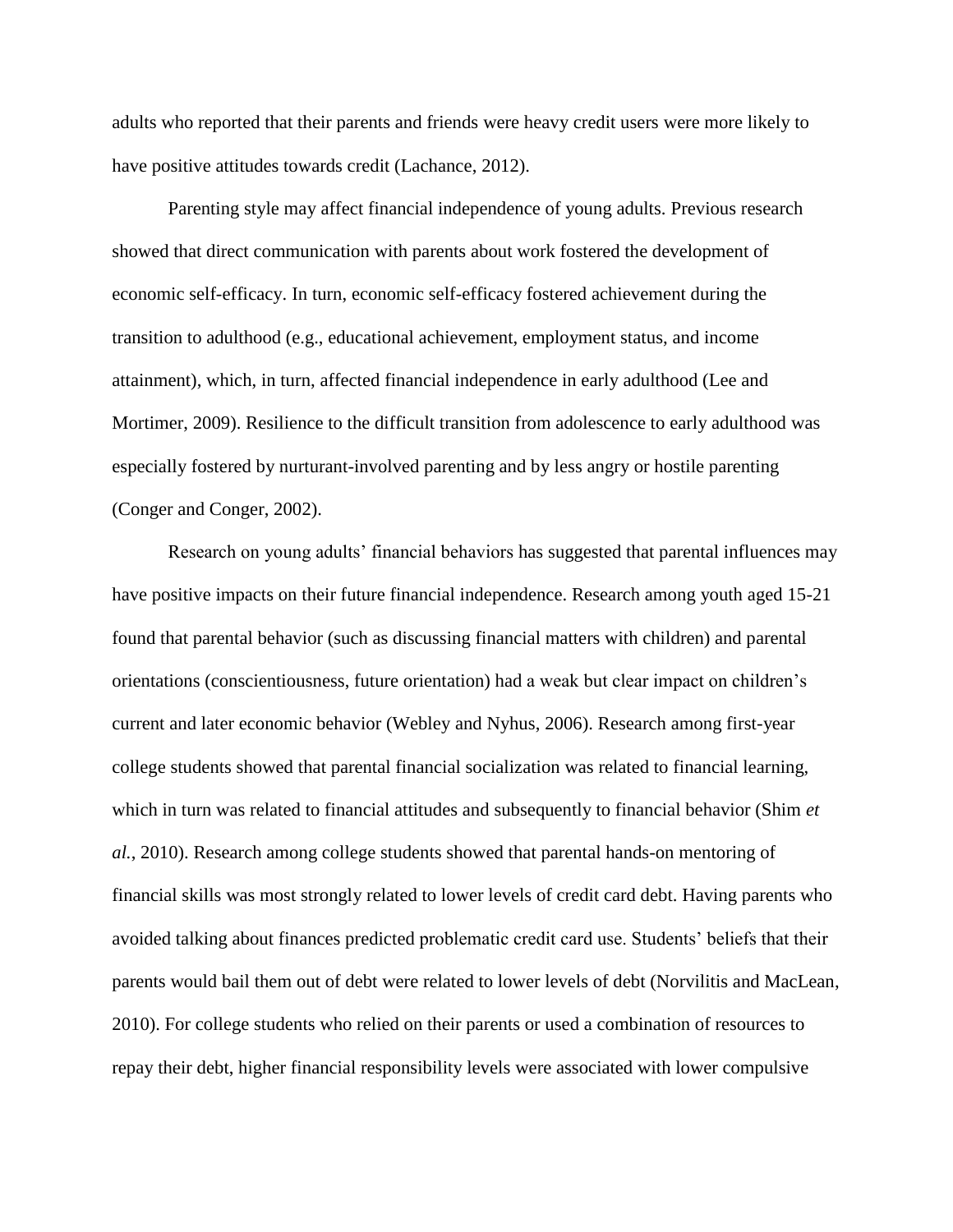adults who reported that their parents and friends were heavy credit users were more likely to have positive attitudes towards credit (Lachance, 2012).

Parenting style may affect financial independence of young adults. Previous research showed that direct communication with parents about work fostered the development of economic self-efficacy. In turn, economic self-efficacy fostered achievement during the transition to adulthood (e.g., educational achievement, employment status, and income attainment), which, in turn, affected financial independence in early adulthood (Lee and Mortimer, 2009). Resilience to the difficult transition from adolescence to early adulthood was especially fostered by nurturant-involved parenting and by less angry or hostile parenting (Conger and Conger, 2002).

Research on young adults' financial behaviors has suggested that parental influences may have positive impacts on their future financial independence. Research among youth aged 15-21 found that parental behavior (such as discussing financial matters with children) and parental orientations (conscientiousness, future orientation) had a weak but clear impact on children's current and later economic behavior (Webley and Nyhus, 2006). Research among first-year college students showed that parental financial socialization was related to financial learning, which in turn was related to financial attitudes and subsequently to financial behavior (Shim *et al.*, 2010). Research among college students showed that parental hands-on mentoring of financial skills was most strongly related to lower levels of credit card debt. Having parents who avoided talking about finances predicted problematic credit card use. Students' beliefs that their parents would bail them out of debt were related to lower levels of debt (Norvilitis and MacLean, 2010). For college students who relied on their parents or used a combination of resources to repay their debt, higher financial responsibility levels were associated with lower compulsive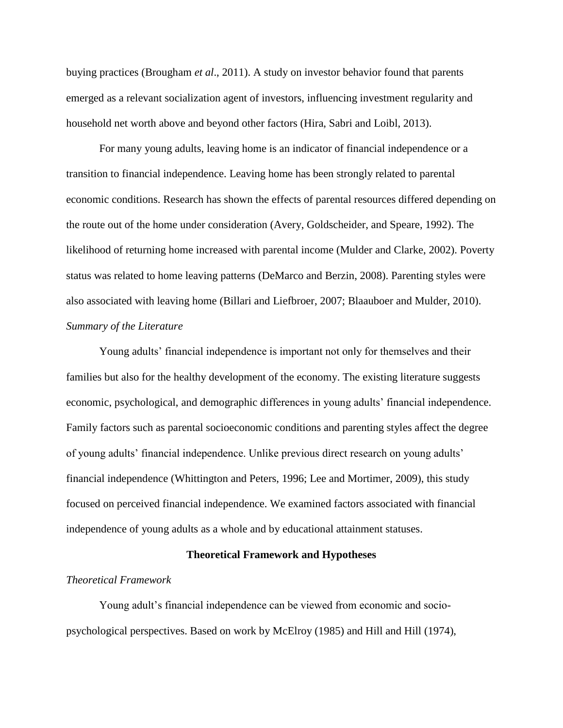buying practices (Brougham *et al*., 2011). A study on investor behavior found that parents emerged as a relevant socialization agent of investors, influencing investment regularity and household net worth above and beyond other factors (Hira, Sabri and Loibl, 2013).

For many young adults, leaving home is an indicator of financial independence or a transition to financial independence. Leaving home has been strongly related to parental economic conditions. Research has shown the effects of parental resources differed depending on the route out of the home under consideration (Avery, Goldscheider, and Speare, 1992). The likelihood of returning home increased with parental income (Mulder and Clarke, 2002). Poverty status was related to home leaving patterns (DeMarco and Berzin, 2008). Parenting styles were also associated with leaving home (Billari and Liefbroer, 2007; Blaauboer and Mulder, 2010).

*Summary of the Literature*

Young adults' financial independence is important not only for themselves and their families but also for the healthy development of the economy. The existing literature suggests economic, psychological, and demographic differences in young adults' financial independence. Family factors such as parental socioeconomic conditions and parenting styles affect the degree of young adults' financial independence. Unlike previous direct research on young adults' financial independence (Whittington and Peters, 1996; Lee and Mortimer, 2009), this study focused on perceived financial independence. We examined factors associated with financial independence of young adults as a whole and by educational attainment statuses.

## Theoretical Framework and Hypotheses

*Theoretical Framework*

Young adult's financial independence can be viewed from economic and socio-psychological perspectives. Based on work by McElroy (1985) and Hill and Hill (1974),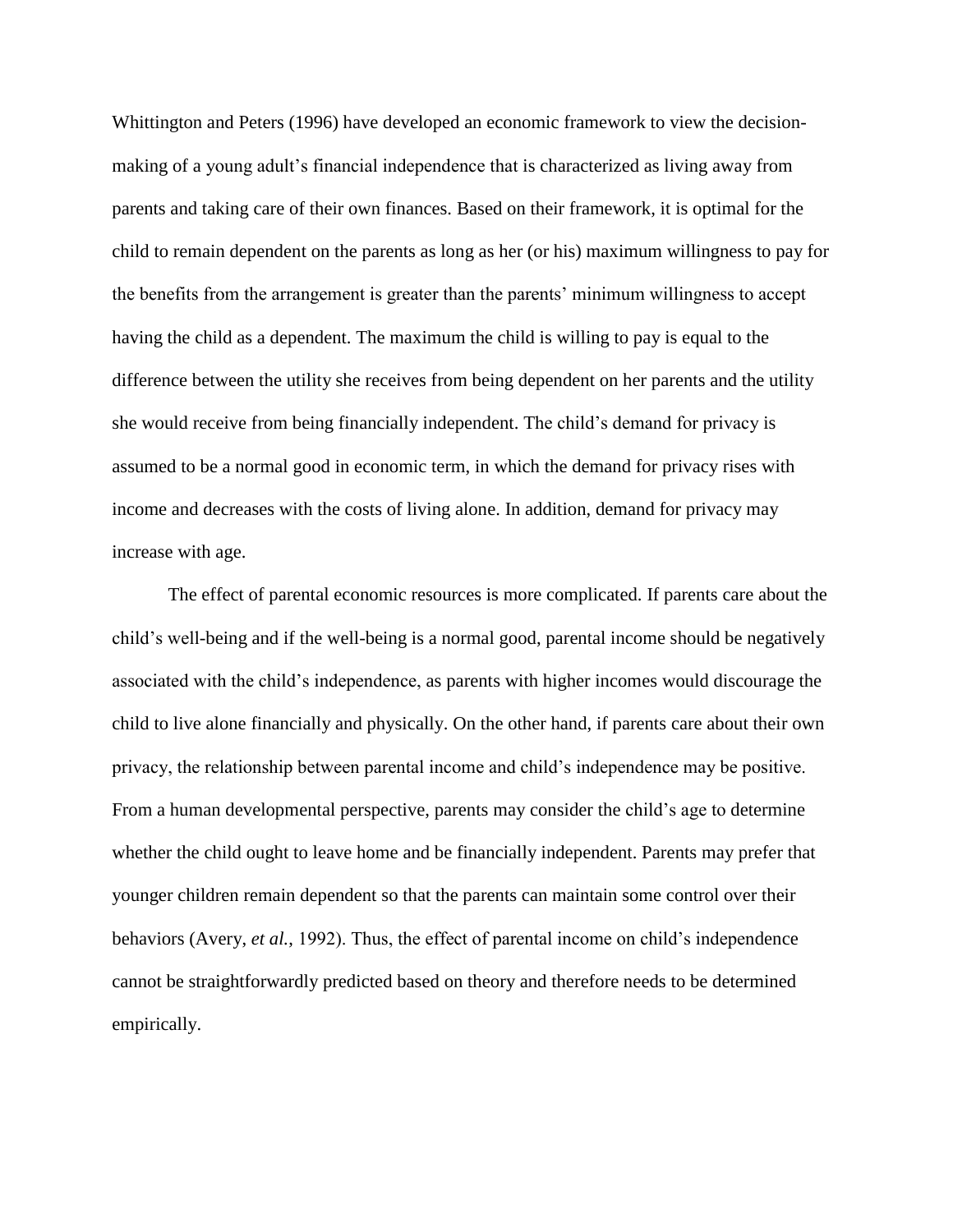Whittington and Peters (1996) have developed an economic framework to view the decision-making of a young adult's financial independence that is characterized as living away from parents and taking care of their own finances. Based on their framework, it is optimal for the child to remain dependent on the parents as long as her (or his) maximum willingness to pay for the benefits from the arrangement is greater than the parents' minimum willingness to accept having the child as a dependent. The maximum the child is willing to pay is equal to the difference between the utility she receives from being dependent on her parents and the utility she would receive from being financially independent. The child's demand for privacy is assumed to be a normal good in economic term, in which the demand for privacy rises with income and decreases with the costs of living alone. In addition, demand for privacy may increase with age.

The effect of parental economic resources is more complicated. If parents care about the child's well-being and if the well-being is a normal good, parental income should be negatively associated with the child's independence, as parents with higher incomes would discourage the child to live alone financially and physically. On the other hand, if parents care about their own privacy, the relationship between parental income and child's independence may be positive. From a human developmental perspective, parents may consider the child's age to determine whether the child ought to leave home and be financially independent. Parents may prefer that younger children remain dependent so that the parents can maintain some control over their behaviors (Avery, *et al.*, 1992). Thus, the effect of parental income on child's independence cannot be straightforwardly predicted based on theory and therefore needs to be determined empirically.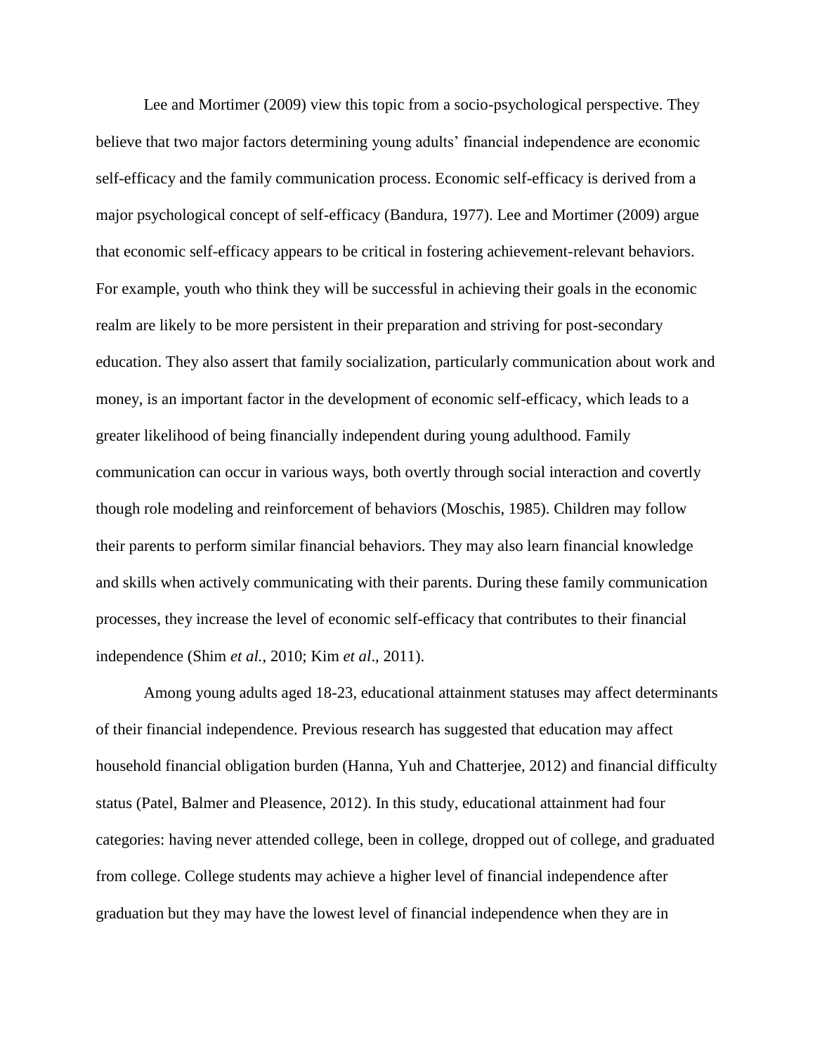Lee and Mortimer (2009) view this topic from a socio-psychological perspective. They believe that two major factors determining young adults' financial independence are economic self-efficacy and the family communication process. Economic self-efficacy is derived from a major psychological concept of self-efficacy (Bandura, 1977). Lee and Mortimer (2009) argue that economic self-efficacy appears to be critical in fostering achievement-relevant behaviors. For example, youth who think they will be successful in achieving their goals in the economic realm are likely to be more persistent in their preparation and striving for post-secondary education. They also assert that family socialization, particularly communication about work and money, is an important factor in the development of economic self-efficacy, which leads to a greater likelihood of being financially independent during young adulthood. Family communication can occur in various ways, both overtly through social interaction and covertly though role modeling and reinforcement of behaviors (Moschis, 1985). Children may follow their parents to perform similar financial behaviors. They may also learn financial knowledge and skills when actively communicating with their parents. During these family communication processes, they increase the level of economic self-efficacy that contributes to their financial independence (Shim *et al.*, 2010; Kim *et al*., 2011).

Among young adults aged 18-23, educational attainment statuses may affect determinants of their financial independence. Previous research has suggested that education may affect household financial obligation burden (Hanna, Yuh and Chatterjee, 2012) and financial difficulty status (Patel, Balmer and Pleasence, 2012). In this study, educational attainment had four categories: having never attended college, been in college, dropped out of college, and graduated from college. College students may achieve a higher level of financial independence after graduation but they may have the lowest level of financial independence when they are in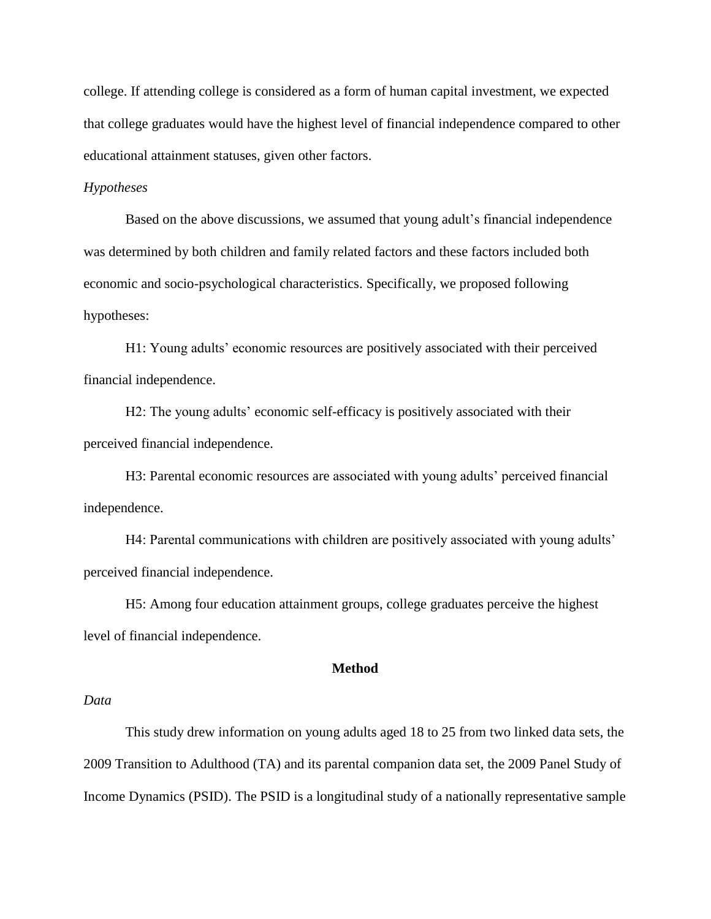college. If attending college is considered as a form of human capital investment, we expected that college graduates would have the highest level of financial independence compared to other educational attainment statuses, given other factors.

*Hypotheses*

Based on the above discussions, we assumed that young adult's financial independence was determined by both children and family related factors and these factors included both economic and socio-psychological characteristics. Specifically, we proposed following hypotheses:

H1: Young adults' economic resources are positively associated with their perceived financial independence.

H2: The young adults' economic self-efficacy is positively associated with their perceived financial independence.

H3: Parental economic resources are associated with young adults' perceived financial independence.

H4: Parental communications with children are positively associated with young adults' perceived financial independence.

H5: Among four education attainment groups, college graduates perceive the highest level of financial independence.

## Method

*Data*

This study drew information on young adults aged 18 to 25 from two linked data sets, the 2009 Transition to Adulthood (TA) and its parental companion data set, the 2009 Panel Study of Income Dynamics (PSID). The PSID is a longitudinal study of a nationally representative sample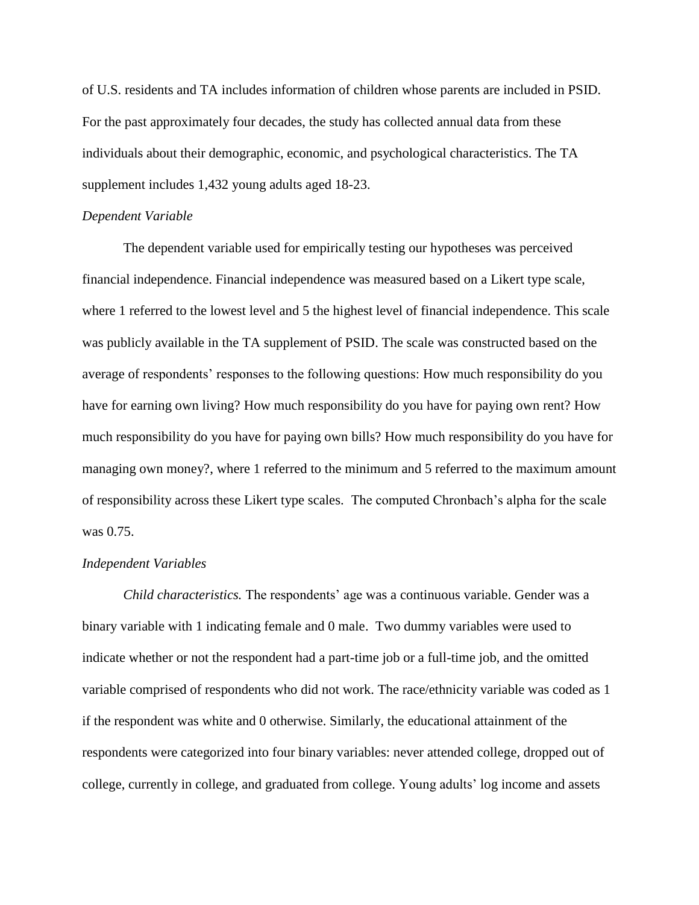of U.S. residents and TA includes information of children whose parents are included in PSID. For the past approximately four decades, the study has collected annual data from these individuals about their demographic, economic, and psychological characteristics. The TA supplement includes 1,432 young adults aged 18-23.

*Dependent Variable*

The dependent variable used for empirically testing our hypotheses was perceived financial independence. Financial independence was measured based on a Likert type scale, where 1 referred to the lowest level and 5 the highest level of financial independence. This scale was publicly available in the TA supplement of PSID. The scale was constructed based on the average of respondents' responses to the following questions: How much responsibility do you have for earning own living? How much responsibility do you have for paying own rent? How much responsibility do you have for paying own bills? How much responsibility do you have for managing own money?, where 1 referred to the minimum and 5 referred to the maximum amount of responsibility across these Likert type scales. The computed Chronbach's alpha for the scale was 0.75.

*Independent Variables*

*Child characteristics.* The respondents' age was a continuous variable. Gender was a binary variable with 1 indicating female and 0 male. Two dummy variables were used to indicate whether or not the respondent had a part-time job or a full-time job, and the omitted variable comprised of respondents who did not work. The race/ethnicity variable was coded as 1 if the respondent was white and 0 otherwise. Similarly, the educational attainment of the respondents were categorized into four binary variables: never attended college, dropped out of college, currently in college, and graduated from college. Young adults' log income and assets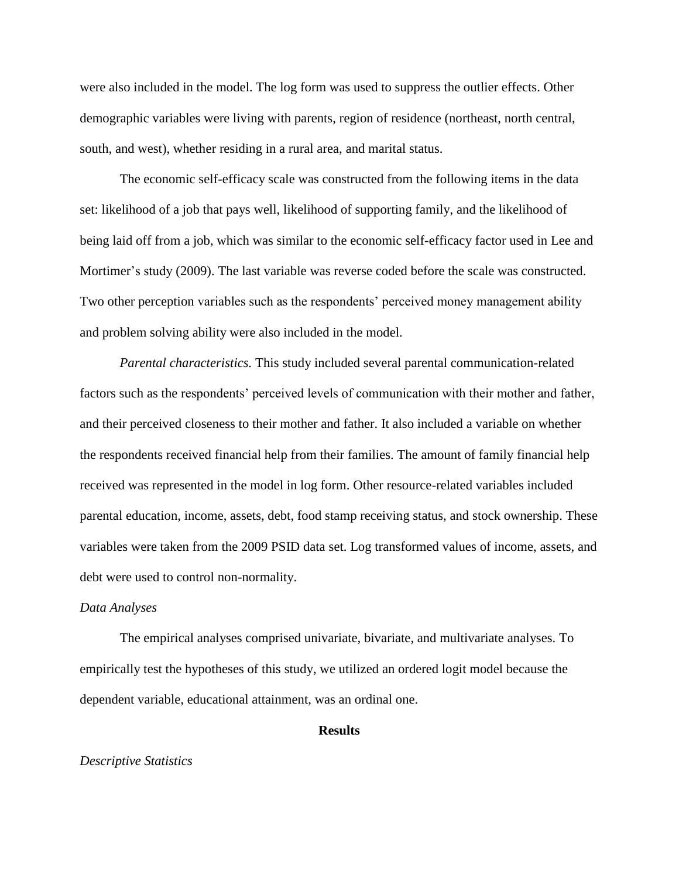were also included in the model. The log form was used to suppress the outlier effects. Other demographic variables were living with parents, region of residence (northeast, north central, south, and west), whether residing in a rural area, and marital status.

The economic self-efficacy scale was constructed from the following items in the data set: likelihood of a job that pays well, likelihood of supporting family, and the likelihood of being laid off from a job, which was similar to the economic self-efficacy factor used in Lee and Mortimer's study (2009). The last variable was reverse coded before the scale was constructed. Two other perception variables such as the respondents' perceived money management ability and problem solving ability were also included in the model.

*Parental characteristics.* This study included several parental communication-related factors such as the respondents' perceived levels of communication with their mother and father, and their perceived closeness to their mother and father. It also included a variable on whether the respondents received financial help from their families. The amount of family financial help received was represented in the model in log form. Other resource-related variables included parental education, income, assets, debt, food stamp receiving status, and stock ownership. These variables were taken from the 2009 PSID data set. Log transformed values of income, assets, and debt were used to control non-normality.

*Data Analyses*

The empirical analyses comprised univariate, bivariate, and multivariate analyses. To empirically test the hypotheses of this study, we utilized an ordered logit model because the dependent variable, educational attainment, was an ordinal one.

## Results

*Descriptive Statistics*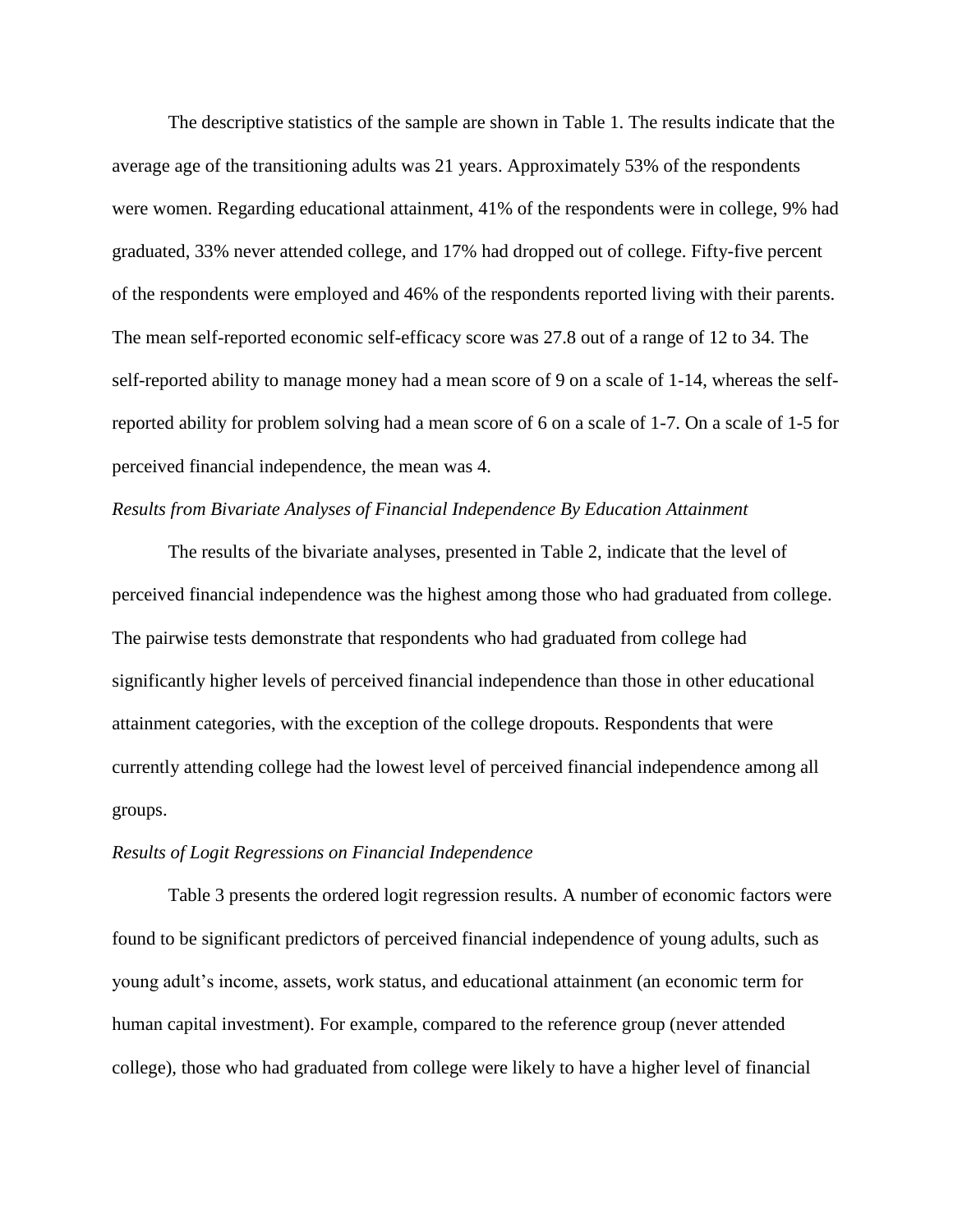The descriptive statistics of the sample are shown in Table 1. The results indicate that the average age of the transitioning adults was 21 years. Approximately 53% of the respondents were women. Regarding educational attainment, 41% of the respondents were in college, 9% had graduated, 33% never attended college, and 17% had dropped out of college. Fifty-five percent of the respondents were employed and 46% of the respondents reported living with their parents. The mean self-reported economic self-efficacy score was 27.8 out of a range of 12 to 34. The self-reported ability to manage money had a mean score of 9 on a scale of 1-14, whereas the self-reported ability for problem solving had a mean score of 6 on a scale of 1-7. On a scale of 1-5 for perceived financial independence, the mean was 4.

*Results from Bivariate Analyses of Financial Independence By Education Attainment*

The results of the bivariate analyses, presented in Table 2, indicate that the level of perceived financial independence was the highest among those who had graduated from college. The pairwise tests demonstrate that respondents who had graduated from college had significantly higher levels of perceived financial independence than those in other educational attainment categories, with the exception of the college dropouts. Respondents that were currently attending college had the lowest level of perceived financial independence among all groups.

*Results of Logit Regressions on Financial Independence*

Table 3 presents the ordered logit regression results. A number of economic factors were found to be significant predictors of perceived financial independence of young adults, such as young adult's income, assets, work status, and educational attainment (an economic term for human capital investment). For example, compared to the reference group (never attended college), those who had graduated from college were likely to have a higher level of financial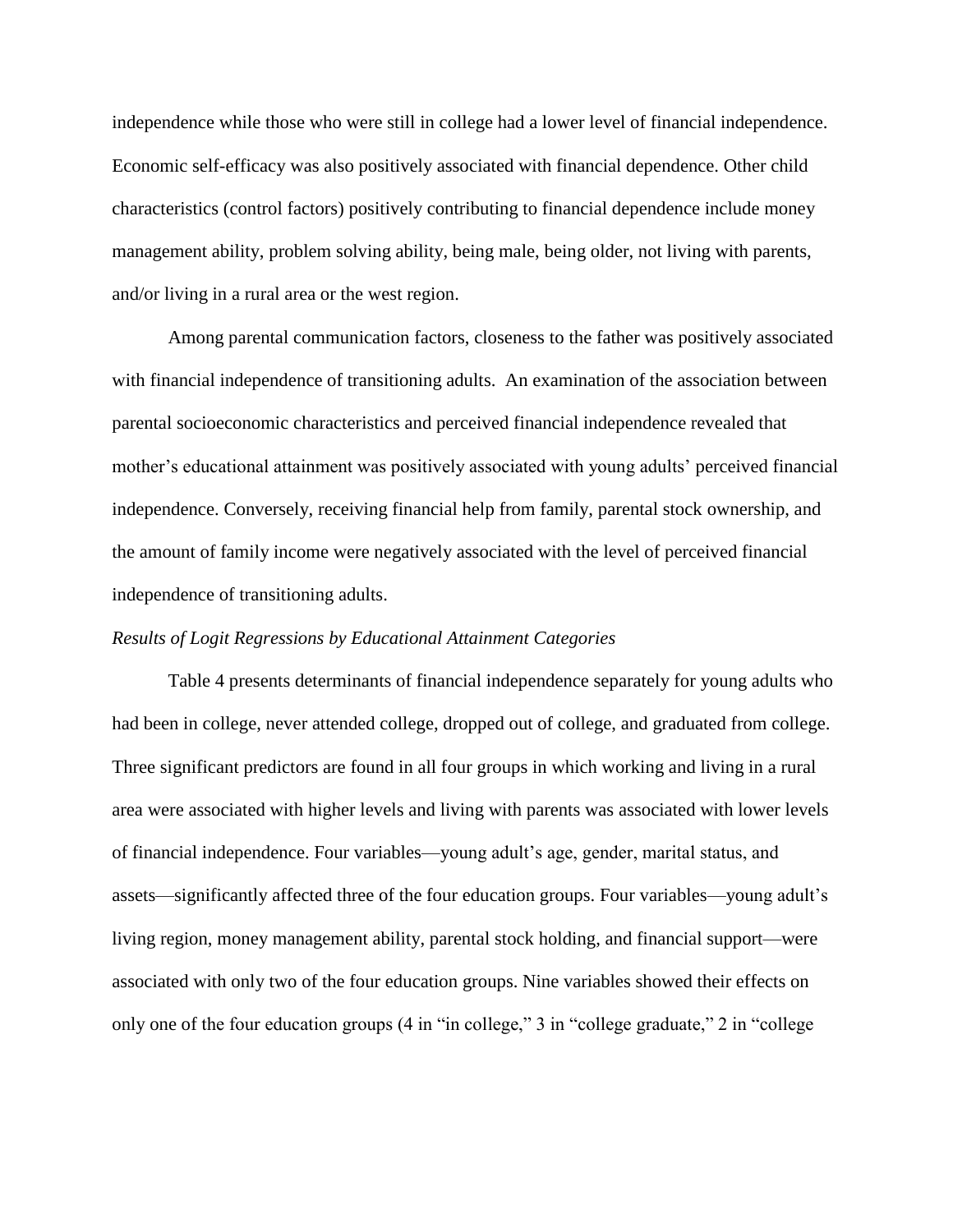independence while those who were still in college had a lower level of financial independence. Economic self-efficacy was also positively associated with financial dependence. Other child characteristics (control factors) positively contributing to financial dependence include money management ability, problem solving ability, being male, being older, not living with parents, and/or living in a rural area or the west region.

Among parental communication factors, closeness to the father was positively associated with financial independence of transitioning adults. An examination of the association between parental socioeconomic characteristics and perceived financial independence revealed that mother's educational attainment was positively associated with young adults' perceived financial independence. Conversely, receiving financial help from family, parental stock ownership, and the amount of family income were negatively associated with the level of perceived financial independence of transitioning adults.

*Results of Logit Regressions by Educational Attainment Categories*

Table 4 presents determinants of financial independence separately for young adults who had been in college, never attended college, dropped out of college, and graduated from college. Three significant predictors are found in all four groups in which working and living in a rural area were associated with higher levels and living with parents was associated with lower levels of financial independence. Four variables—young adult's age, gender, marital status, and assets—significantly affected three of the four education groups. Four variables—young adult's living region, money management ability, parental stock holding, and financial support—were associated with only two of the four education groups. Nine variables showed their effects on only one of the four education groups (4 in "in college," 3 in "college graduate," 2 in "college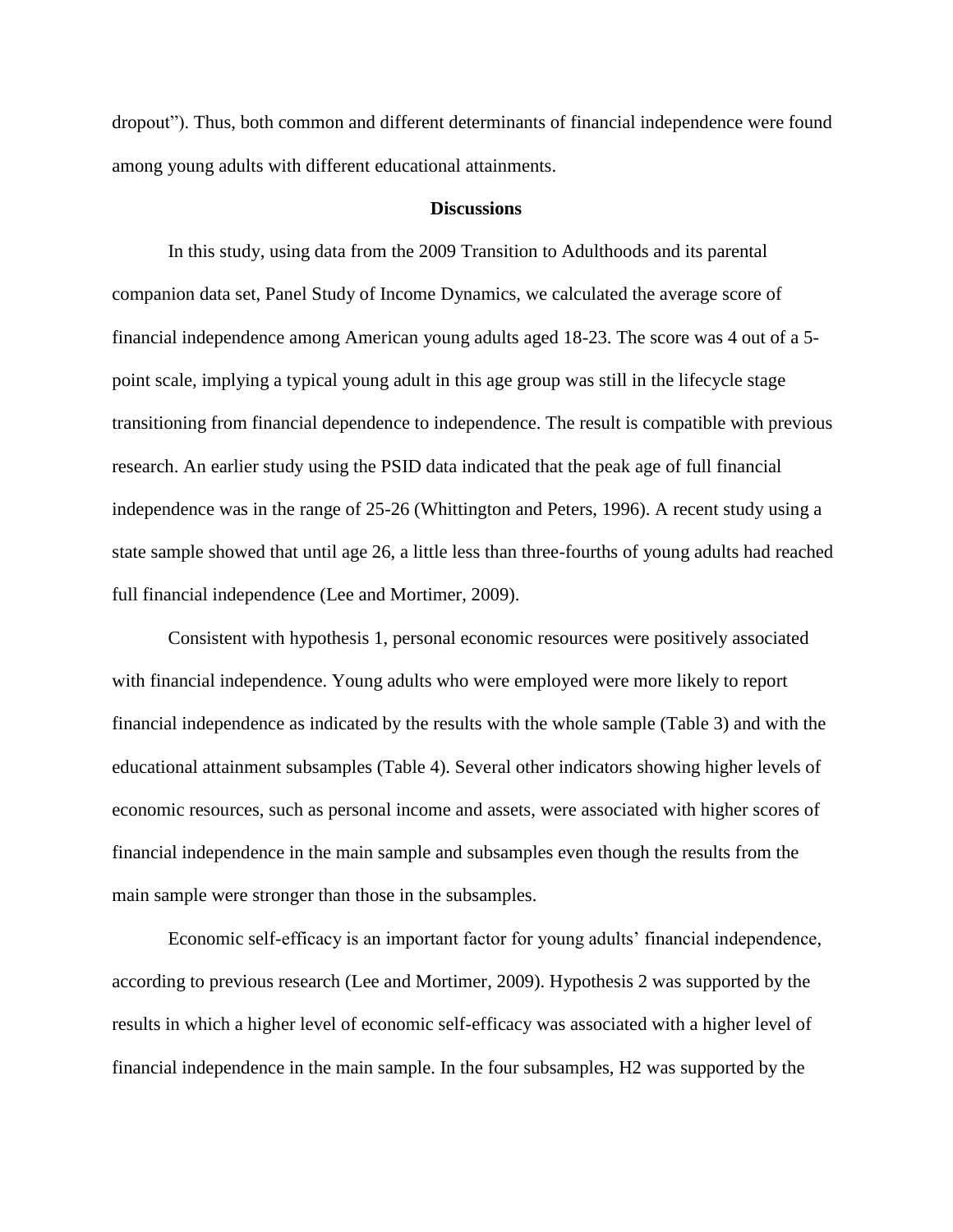dropout”). Thus, both common and different determinants of financial independence were found among young adults with different educational attainments.

## Discussions

In this study, using data from the 2009 Transition to Adulthoods and its parental companion data set, Panel Study of Income Dynamics, we calculated the average score of financial independence among American young adults aged 18-23. The score was 4 out of a 5-point scale, implying a typical young adult in this age group was still in the lifecycle stage transitioning from financial dependence to independence. The result is compatible with previous research. An earlier study using the PSID data indicated that the peak age of full financial independence was in the range of 25-26 (Whittington and Peters, 1996). A recent study using a state sample showed that until age 26, a little less than three-fourths of young adults had reached full financial independence (Lee and Mortimer, 2009).

Consistent with hypothesis 1, personal economic resources were positively associated with financial independence. Young adults who were employed were more likely to report financial independence as indicated by the results with the whole sample (Table 3) and with the educational attainment subsamples (Table 4). Several other indicators showing higher levels of economic resources, such as personal income and assets, were associated with higher scores of financial independence in the main sample and subsamples even though the results from the main sample were stronger than those in the subsamples.

Economic self-efficacy is an important factor for young adults’ financial independence, according to previous research (Lee and Mortimer, 2009). Hypothesis 2 was supported by the results in which a higher level of economic self-efficacy was associated with a higher level of financial independence in the main sample. In the four subsamples, H2 was supported by the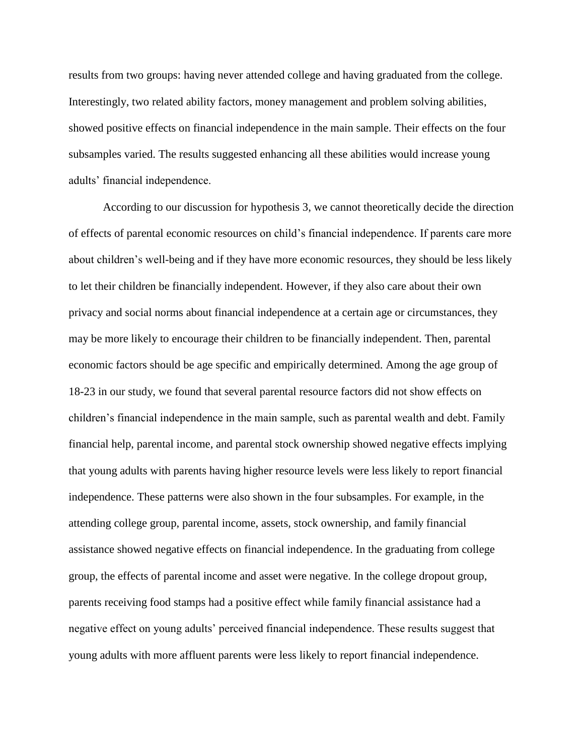results from two groups: having never attended college and having graduated from the college. Interestingly, two related ability factors, money management and problem solving abilities, showed positive effects on financial independence in the main sample. Their effects on the four subsamples varied. The results suggested enhancing all these abilities would increase young adults' financial independence.

According to our discussion for hypothesis 3, we cannot theoretically decide the direction of effects of parental economic resources on child's financial independence. If parents care more about children's well-being and if they have more economic resources, they should be less likely to let their children be financially independent. However, if they also care about their own privacy and social norms about financial independence at a certain age or circumstances, they may be more likely to encourage their children to be financially independent. Then, parental economic factors should be age specific and empirically determined. Among the age group of 18-23 in our study, we found that several parental resource factors did not show effects on children's financial independence in the main sample, such as parental wealth and debt. Family financial help, parental income, and parental stock ownership showed negative effects implying that young adults with parents having higher resource levels were less likely to report financial independence. These patterns were also shown in the four subsamples. For example, in the attending college group, parental income, assets, stock ownership, and family financial assistance showed negative effects on financial independence. In the graduating from college group, the effects of parental income and asset were negative. In the college dropout group, parents receiving food stamps had a positive effect while family financial assistance had a negative effect on young adults' perceived financial independence. These results suggest that young adults with more affluent parents were less likely to report financial independence.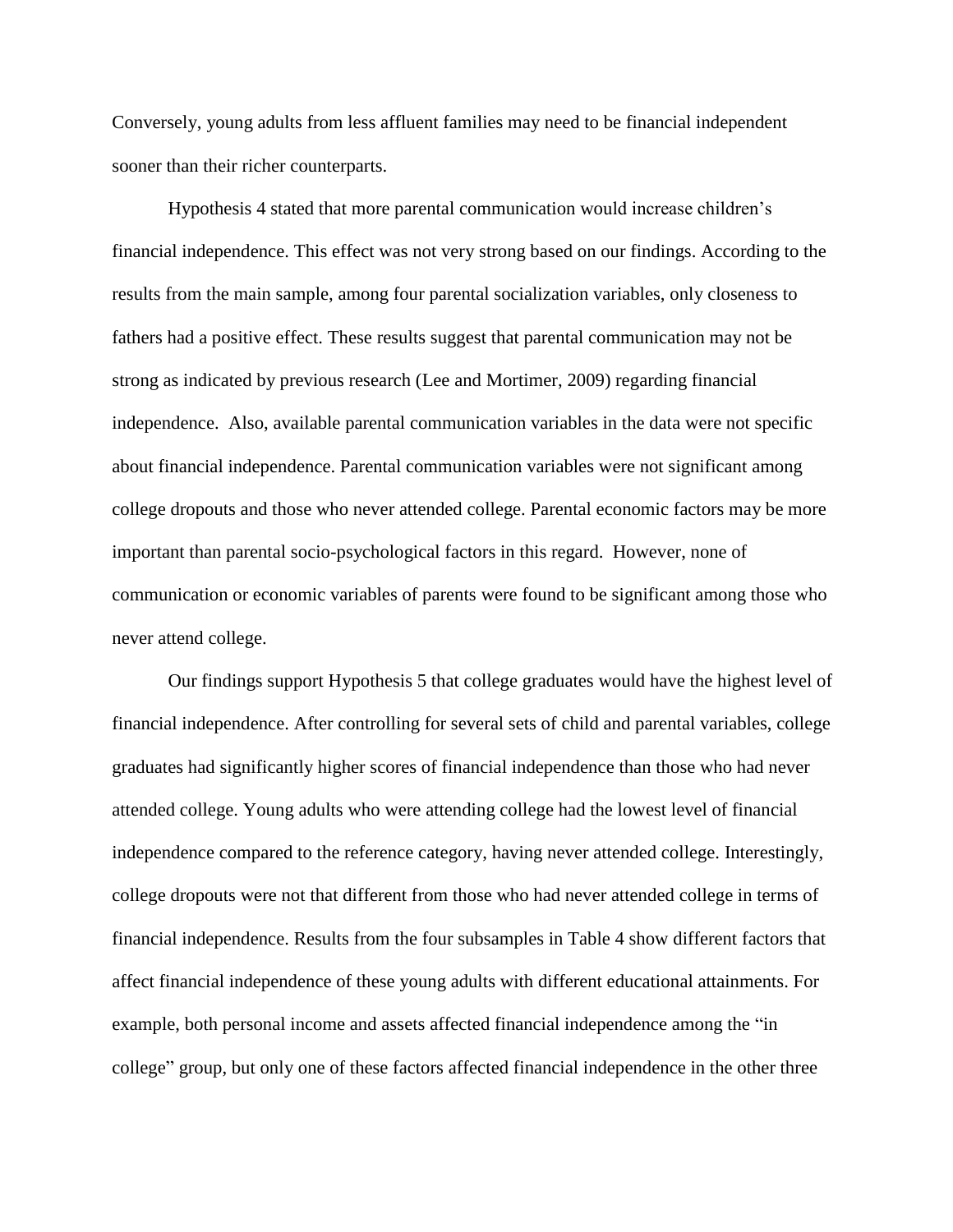Conversely, young adults from less affluent families may need to be financial independent sooner than their richer counterparts.

Hypothesis 4 stated that more parental communication would increase children's financial independence. This effect was not very strong based on our findings. According to the results from the main sample, among four parental socialization variables, only closeness to fathers had a positive effect. These results suggest that parental communication may not be strong as indicated by previous research (Lee and Mortimer, 2009) regarding financial independence. Also, available parental communication variables in the data were not specific about financial independence. Parental communication variables were not significant among college dropouts and those who never attended college. Parental economic factors may be more important than parental socio-psychological factors in this regard. However, none of communication or economic variables of parents were found to be significant among those who never attend college.

Our findings support Hypothesis 5 that college graduates would have the highest level of financial independence. After controlling for several sets of child and parental variables, college graduates had significantly higher scores of financial independence than those who had never attended college. Young adults who were attending college had the lowest level of financial independence compared to the reference category, having never attended college. Interestingly, college dropouts were not that different from those who had never attended college in terms of financial independence. Results from the four subsamples in Table 4 show different factors that affect financial independence of these young adults with different educational attainments. For example, both personal income and assets affected financial independence among the "in college" group, but only one of these factors affected financial independence in the other three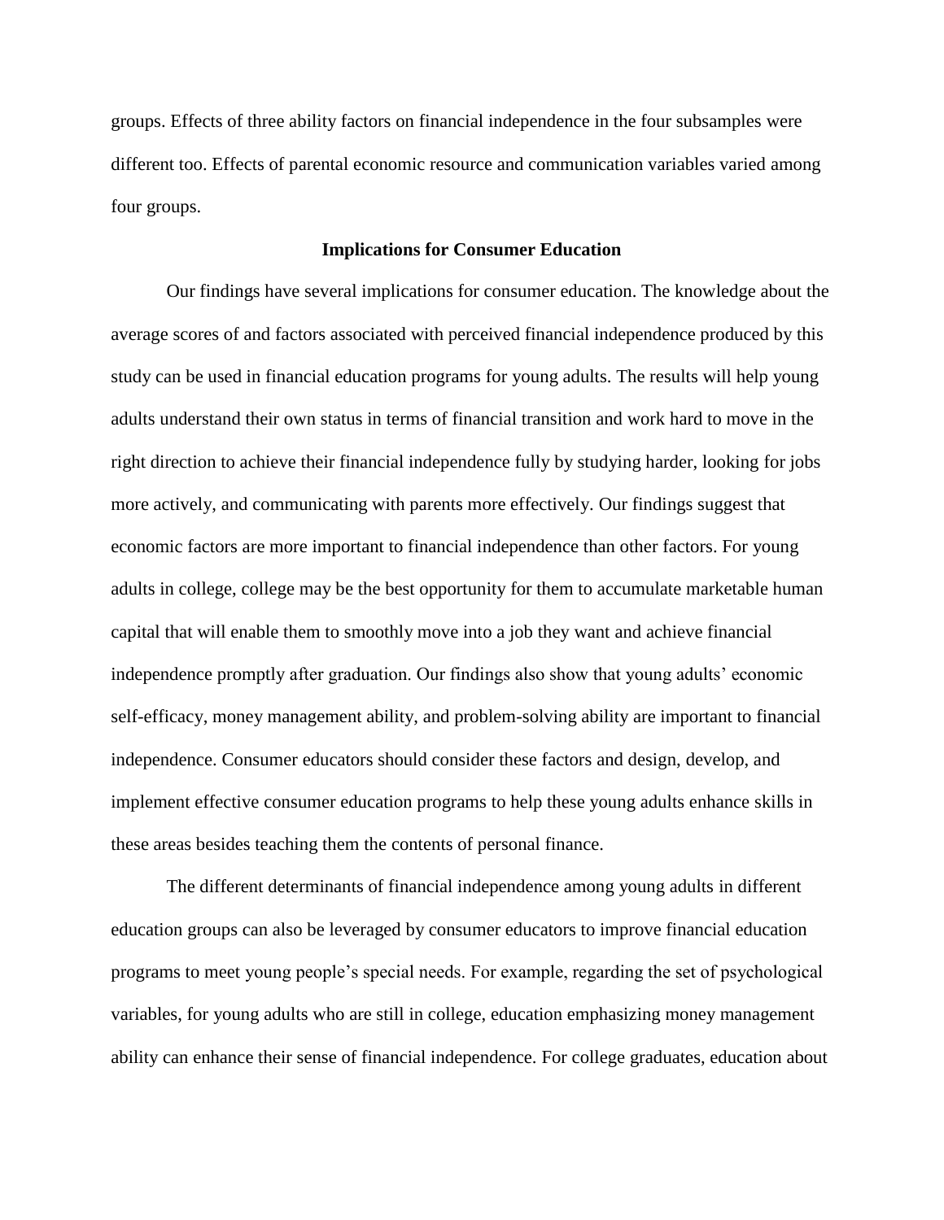groups. Effects of three ability factors on financial independence in the four subsamples were different too. Effects of parental economic resource and communication variables varied among four groups.

## Implications for Consumer Education

Our findings have several implications for consumer education. The knowledge about the average scores of and factors associated with perceived financial independence produced by this study can be used in financial education programs for young adults. The results will help young adults understand their own status in terms of financial transition and work hard to move in the right direction to achieve their financial independence fully by studying harder, looking for jobs more actively, and communicating with parents more effectively. Our findings suggest that economic factors are more important to financial independence than other factors. For young adults in college, college may be the best opportunity for them to accumulate marketable human capital that will enable them to smoothly move into a job they want and achieve financial independence promptly after graduation. Our findings also show that young adults' economic self-efficacy, money management ability, and problem-solving ability are important to financial independence. Consumer educators should consider these factors and design, develop, and implement effective consumer education programs to help these young adults enhance skills in these areas besides teaching them the contents of personal finance.

The different determinants of financial independence among young adults in different education groups can also be leveraged by consumer educators to improve financial education programs to meet young people's special needs. For example, regarding the set of psychological variables, for young adults who are still in college, education emphasizing money management ability can enhance their sense of financial independence. For college graduates, education about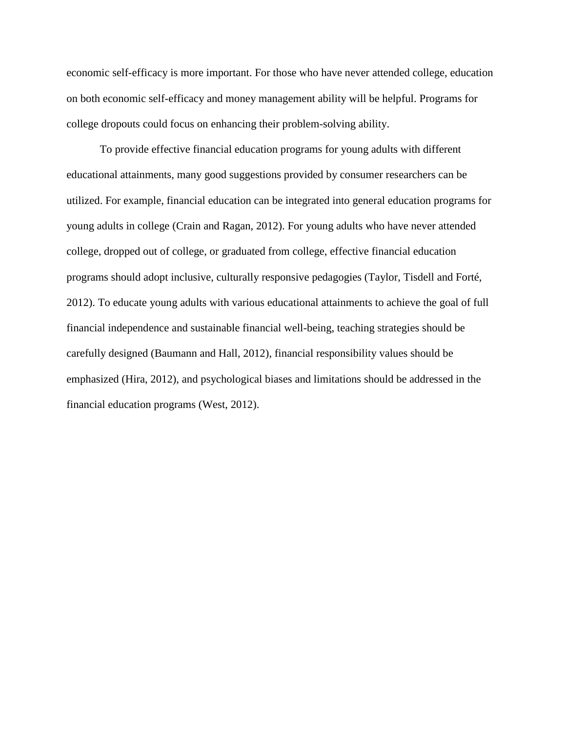economic self-efficacy is more important. For those who have never attended college, education on both economic self-efficacy and money management ability will be helpful. Programs for college dropouts could focus on enhancing their problem-solving ability.

To provide effective financial education programs for young adults with different educational attainments, many good suggestions provided by consumer researchers can be utilized. For example, financial education can be integrated into general education programs for young adults in college (Crain and Ragan, 2012). For young adults who have never attended college, dropped out of college, or graduated from college, effective financial education programs should adopt inclusive, culturally responsive pedagogies (Taylor, Tisdell and Forté, 2012). To educate young adults with various educational attainments to achieve the goal of full financial independence and sustainable financial well-being, teaching strategies should be carefully designed (Baumann and Hall, 2012), financial responsibility values should be emphasized (Hira, 2012), and psychological biases and limitations should be addressed in the financial education programs (West, 2012).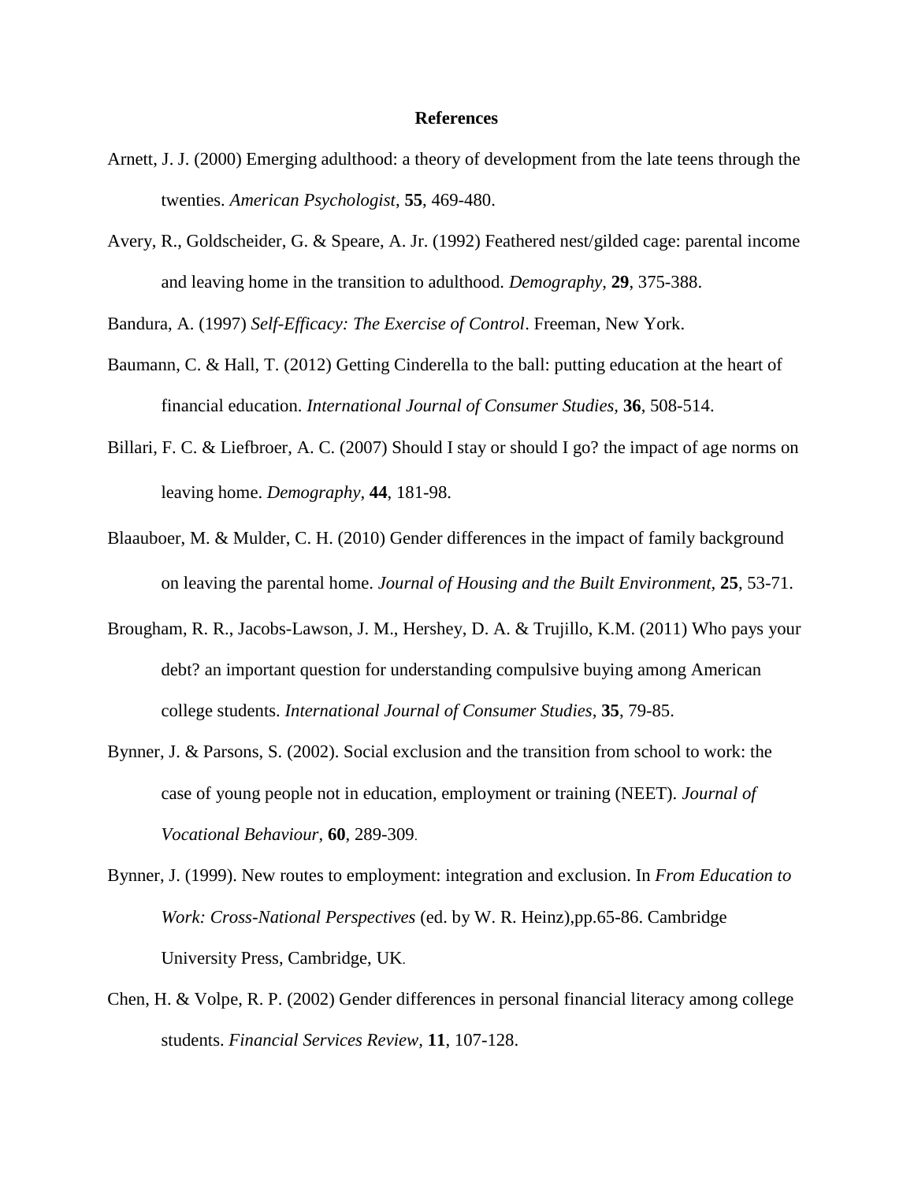# References

Arnett, J. J. (2000) Emerging adulthood: a theory of development from the late teens through the twenties. *American Psychologist*, **55**, 469-480.

Avery, R., Goldscheider, G. & Speare, A. Jr. (1992) Feathered nest/gilded cage: parental income and leaving home in the transition to adulthood. *Demography*, **29**, 375-388.

Bandura, A. (1997) *Self-Efficacy: The Exercise of Control*. Freeman, New York.

Baumann, C. & Hall, T. (2012) Getting Cinderella to the ball: putting education at the heart of financial education. *International Journal of Consumer Studies*, **36**, 508-514.

Billari, F. C. & Liefbroer, A. C. (2007) Should I stay or should I go? the impact of age norms on leaving home. *Demography*, **44**, 181-98.

Blaauboer, M. & Mulder, C. H. (2010) Gender differences in the impact of family background on leaving the parental home. *Journal of Housing and the Built Environment,* **25**, 53-71.

Brougham, R. R., Jacobs-Lawson, J. M., Hershey, D. A. & Trujillo, K.M. (2011) Who pays your debt? an important question for understanding compulsive buying among American college students. *International Journal of Consumer Studies*, **35**, 79-85.

Bynner, J. & Parsons, S. (2002). Social exclusion and the transition from school to work: the case of young people not in education, employment or training (NEET). *Journal of Vocational Behaviour*, **60**, 289-309.

Bynner, J. (1999). New routes to employment: integration and exclusion. In *From Education to Work: Cross-National Perspectives* (ed. by W. R. Heinz),pp.65-86. Cambridge University Press, Cambridge, UK.

Chen, H. & Volpe, R. P. (2002) Gender differences in personal financial literacy among college students. *Financial Services Review*, **11**, 107-128.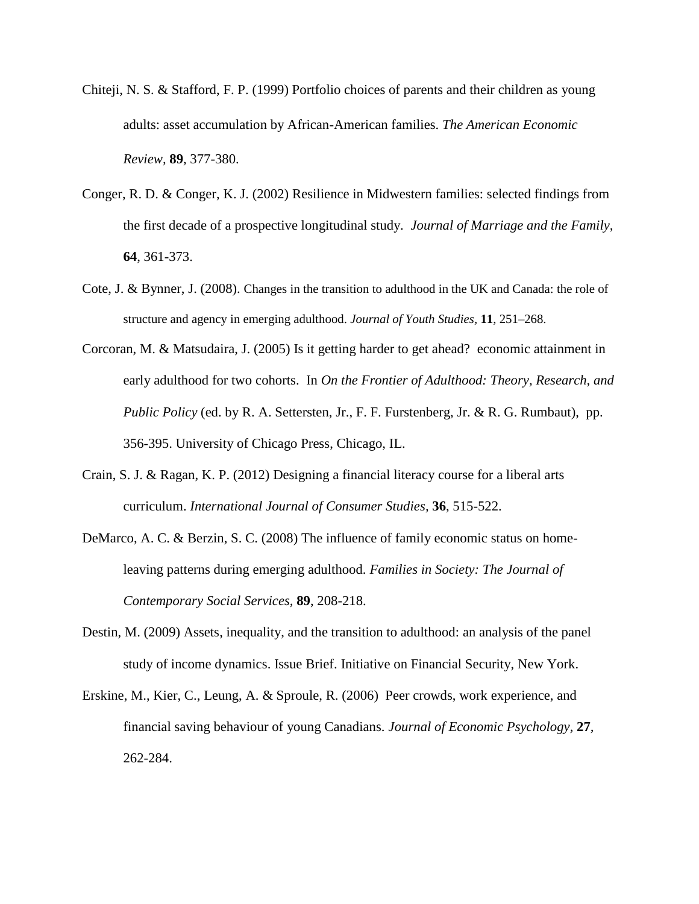Chiteji, N. S. & Stafford, F. P. (1999) Portfolio choices of parents and their children as young adults: asset accumulation by African-American families. *The American Economic Review*, **89**, 377-380.

Conger, R. D. & Conger, K. J. (2002) Resilience in Midwestern families: selected findings from the first decade of a prospective longitudinal study. *Journal of Marriage and the Family*, **64**, 361-373.

Cote, J. & Bynner, J. (2008). Changes in the transition to adulthood in the UK and Canada: the role of structure and agency in emerging adulthood. *Journal of Youth Studies*, **11**, 251–268.

Corcoran, M. & Matsudaira, J. (2005) Is it getting harder to get ahead? economic attainment in early adulthood for two cohorts. In *On the Frontier of Adulthood: Theory, Research, and Public Policy* (ed. by R. A. Settersten, Jr., F. F. Furstenberg, Jr. & R. G. Rumbaut), pp. 356-395. University of Chicago Press, Chicago, IL.

Crain, S. J. & Ragan, K. P. (2012) Designing a financial literacy course for a liberal arts curriculum. *International Journal of Consumer Studies*, **36**, 515-522.

DeMarco, A. C. & Berzin, S. C. (2008) The influence of family economic status on home-leaving patterns during emerging adulthood. *Families in Society: The Journal of Contemporary Social Services*, **89**, 208-218.

Destin, M. (2009) Assets, inequality, and the transition to adulthood: an analysis of the panel study of income dynamics. Issue Brief. Initiative on Financial Security, New York.

Erskine, M., Kier, C., Leung, A. & Sproule, R. (2006) Peer crowds, work experience, and financial saving behaviour of young Canadians. *Journal of Economic Psychology*, **27**, 262-284.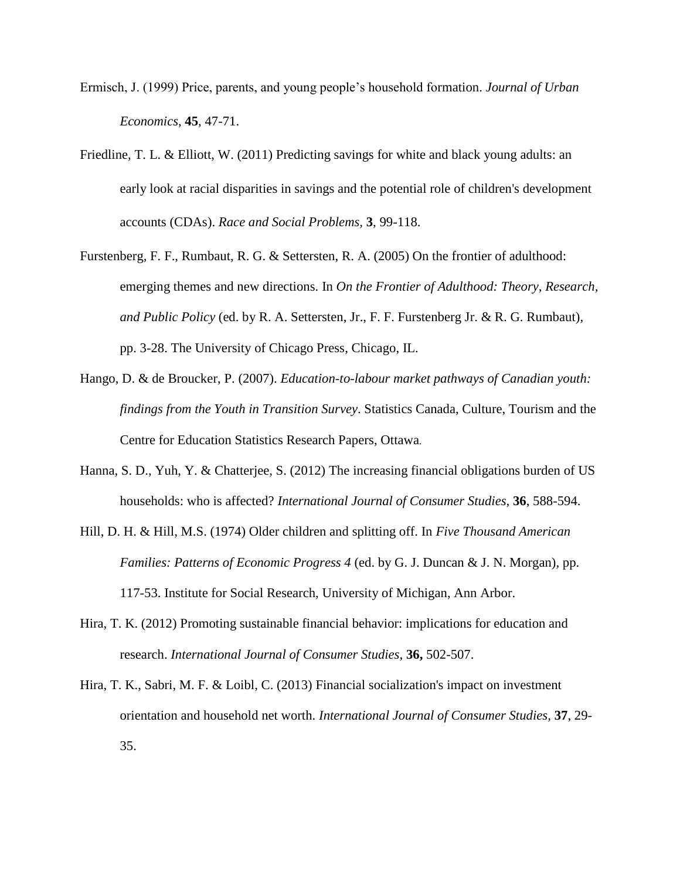Ermisch, J. (1999) Price, parents, and young people's household formation. *Journal of Urban Economics*, **45**, 47-71.

Friedline, T. L. & Elliott, W. (2011) Predicting savings for white and black young adults: an early look at racial disparities in savings and the potential role of children's development accounts (CDAs). *Race and Social Problems*, **3**, 99-118.

Furstenberg, F. F., Rumbaut, R. G. & Settersten, R. A. (2005) On the frontier of adulthood: emerging themes and new directions. In *On the Frontier of Adulthood: Theory, Research, and Public Policy* (ed. by R. A. Settersten, Jr., F. F. Furstenberg Jr. & R. G. Rumbaut), pp. 3-28. The University of Chicago Press, Chicago, IL.

Hango, D. & de Broucker, P. (2007). *Education-to-labour market pathways of Canadian youth: findings from the Youth in Transition Survey*. Statistics Canada, Culture, Tourism and the Centre for Education Statistics Research Papers, Ottawa.

Hanna, S. D., Yuh, Y. & Chatterjee, S. (2012) The increasing financial obligations burden of US households: who is affected? *International Journal of Consumer Studies*, **36**, 588-594.

Hill, D. H. & Hill, M.S. (1974) Older children and splitting off. In *Five Thousand American Families: Patterns of Economic Progress 4* (ed. by G. J. Duncan & J. N. Morgan), pp. 117-53. Institute for Social Research, University of Michigan, Ann Arbor.

Hira, T. K. (2012) Promoting sustainable financial behavior: implications for education and research. *International Journal of Consumer Studies*, **36,** 502-507.

Hira, T. K., Sabri, M. F. & Loibl, C. (2013) Financial socialization's impact on investment orientation and household net worth. *International Journal of Consumer Studies*, **37**, 29-35.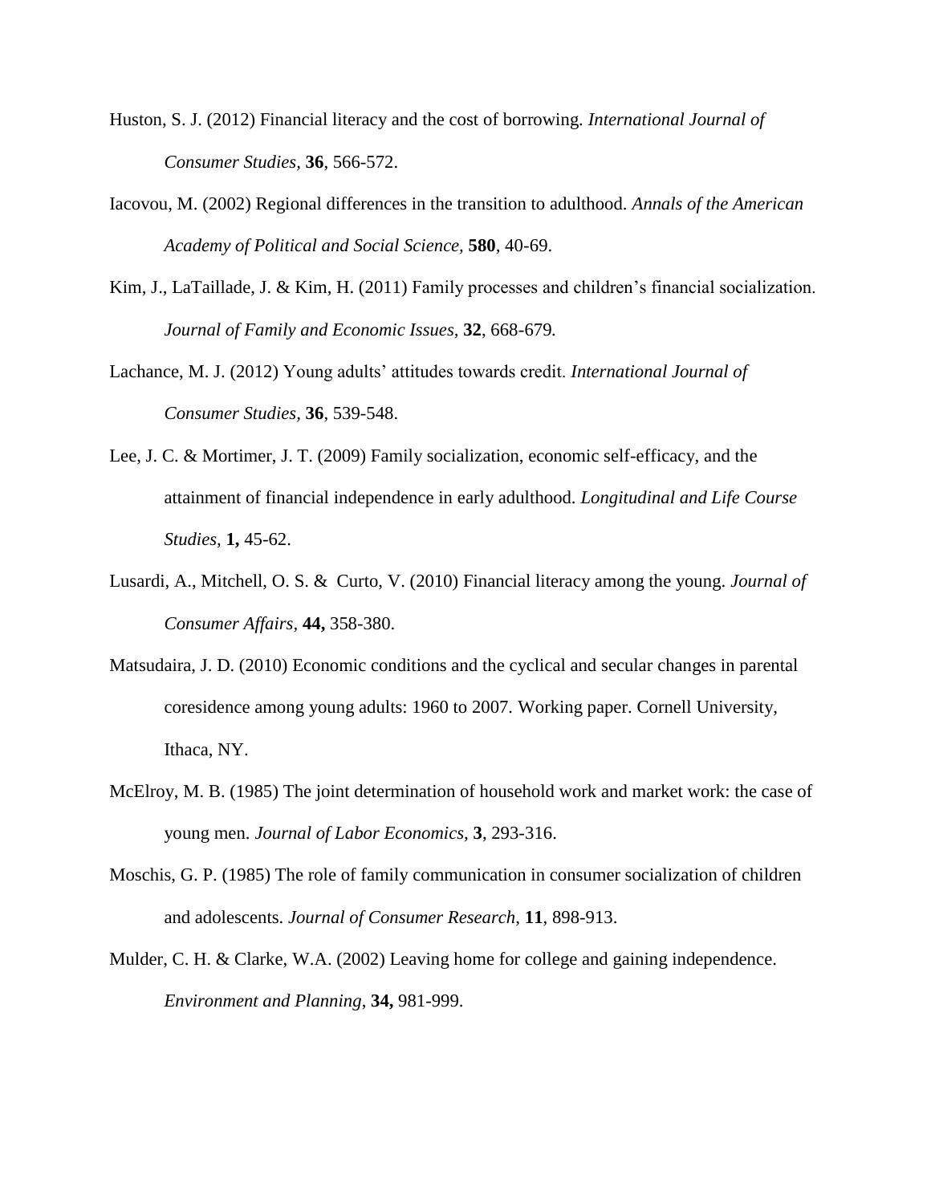Huston, S. J. (2012) Financial literacy and the cost of borrowing. *International Journal of Consumer Studies,* **36**, 566-572.

Iacovou, M. (2002) Regional differences in the transition to adulthood. *Annals of the American Academy of Political and Social Science,* **580**, 40-69.

Kim, J., LaTaillade, J. & Kim, H. (2011) Family processes and children's financial socialization. *Journal of Family and Economic Issues*, **32**, 668-679*.*

Lachance, M. J. (2012) Young adults' attitudes towards credit. *International Journal of Consumer Studies,* **36**, 539-548.

Lee, J. C. & Mortimer, J. T. (2009) Family socialization, economic self-efficacy, and the attainment of financial independence in early adulthood. *Longitudinal and Life Course Studies*, **1,** 45-62.

Lusardi, A., Mitchell, O. S. & Curto, V. (2010) Financial literacy among the young. *Journal of Consumer Affairs,* **44,** 358-380.

Matsudaira, J. D. (2010) Economic conditions and the cyclical and secular changes in parental coresidence among young adults: 1960 to 2007. Working paper. Cornell University, Ithaca, NY.

McElroy, M. B. (1985) The joint determination of household work and market work: the case of young men. *Journal of Labor Economics*, **3**, 293-316.

Moschis, G. P. (1985) The role of family communication in consumer socialization of children and adolescents. *Journal of Consumer Research*, **11**, 898-913.

Mulder, C. H. & Clarke, W.A. (2002) Leaving home for college and gaining independence. *Environment and Planning*, **34,** 981-999.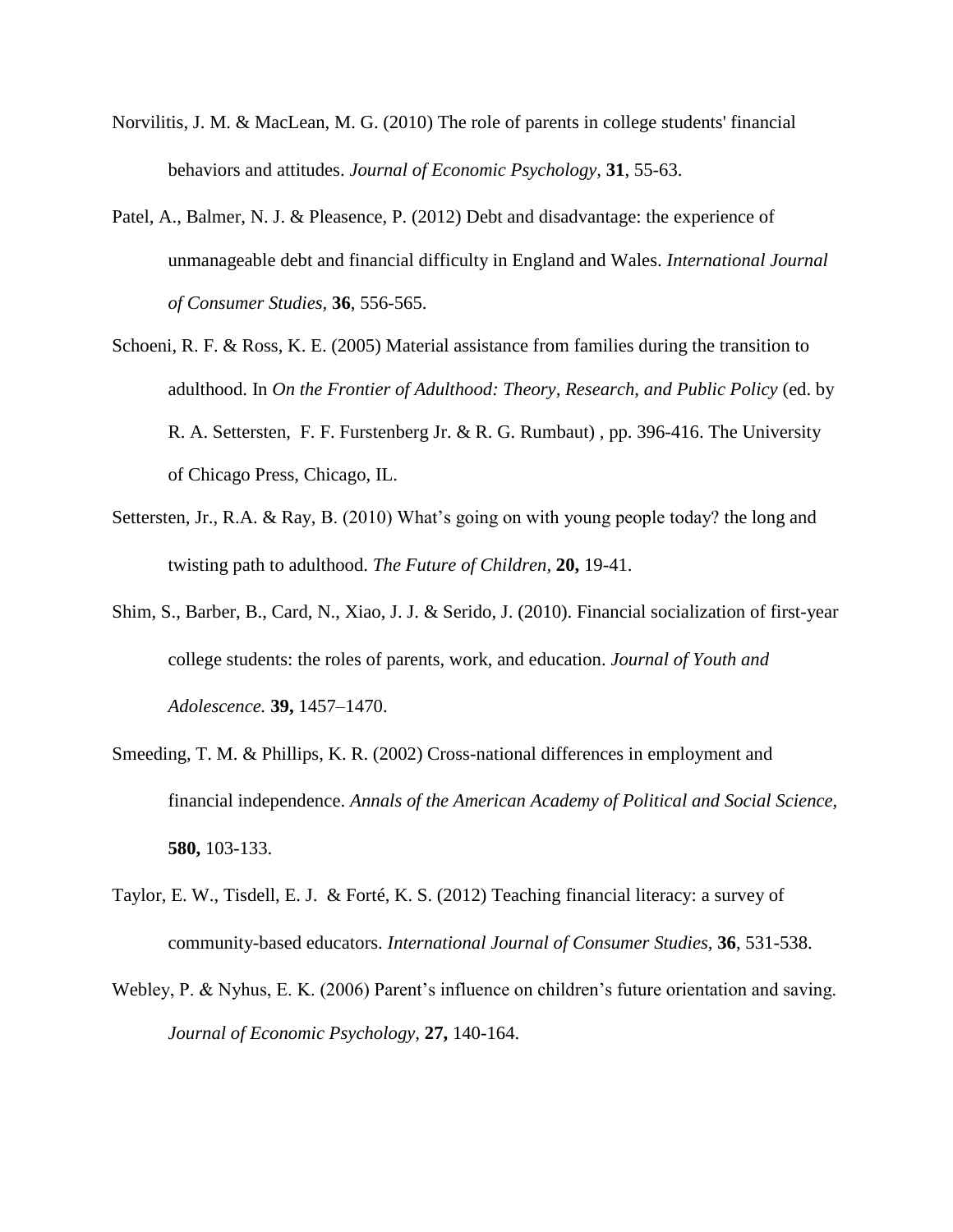Norvilitis, J. M. & MacLean, M. G. (2010) The role of parents in college students' financial behaviors and attitudes. *Journal of Economic Psychology*, **31**, 55-63.

Patel, A., Balmer, N. J. & Pleasence, P. (2012) Debt and disadvantage: the experience of unmanageable debt and financial difficulty in England and Wales. *International Journal of Consumer Studies*, **36**, 556-565.

Schoeni, R. F. & Ross, K. E. (2005) Material assistance from families during the transition to adulthood. In *On the Frontier of Adulthood: Theory, Research, and Public Policy* (ed. by R. A. Settersten, F. F. Furstenberg Jr. & R. G. Rumbaut) , pp. 396-416. The University of Chicago Press, Chicago, IL.

Settersten, Jr., R.A. & Ray, B. (2010) What's going on with young people today? the long and twisting path to adulthood. *The Future of Children*, **20,** 19-41.

Shim, S., Barber, B., Card, N., Xiao, J. J. & Serido, J. (2010). Financial socialization of first-year college students: the roles of parents, work, and education. *Journal of Youth and Adolescence.* **39,** 1457–1470.

Smeeding, T. M. & Phillips, K. R. (2002) Cross-national differences in employment and financial independence. *Annals of the American Academy of Political and Social Science*, **580,** 103-133.

Taylor, E. W., Tisdell, E. J. & Forté, K. S. (2012) Teaching financial literacy: a survey of community-based educators. *International Journal of Consumer Studies*, **36**, 531-538.

Webley, P. & Nyhus, E. K. (2006) Parent's influence on children's future orientation and saving. *Journal of Economic Psychology,* **27,** 140-164.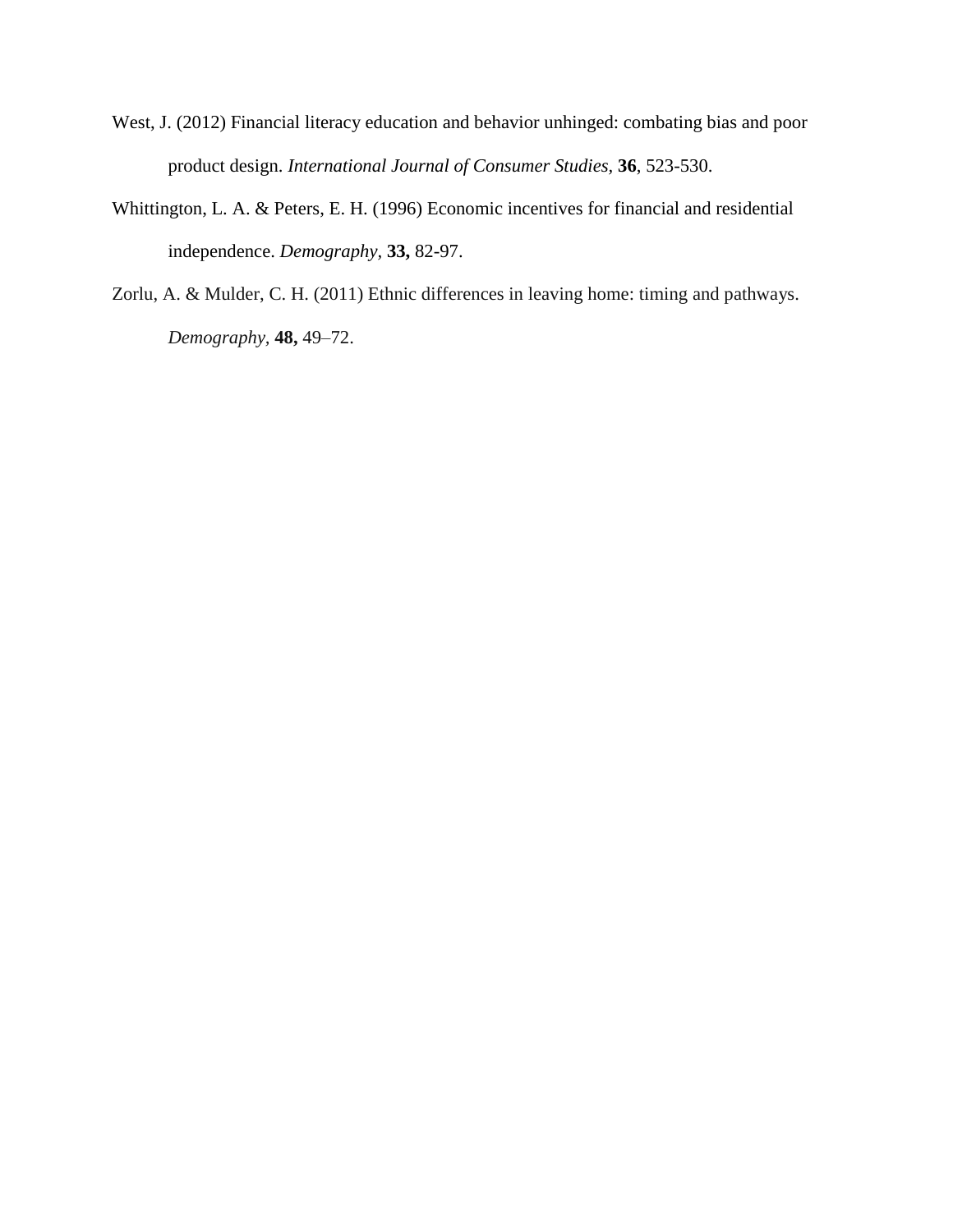West, J. (2012) Financial literacy education and behavior unhinged: combating bias and poor product design. *International Journal of Consumer Studies,* **36**, 523-530.

Whittington, L. A. & Peters, E. H. (1996) Economic incentives for financial and residential independence. *Demography*, **33,** 82-97.

Zorlu, A. & Mulder, C. H. (2011) Ethnic differences in leaving home: timing and pathways. *Demography*, **48,** 49–72.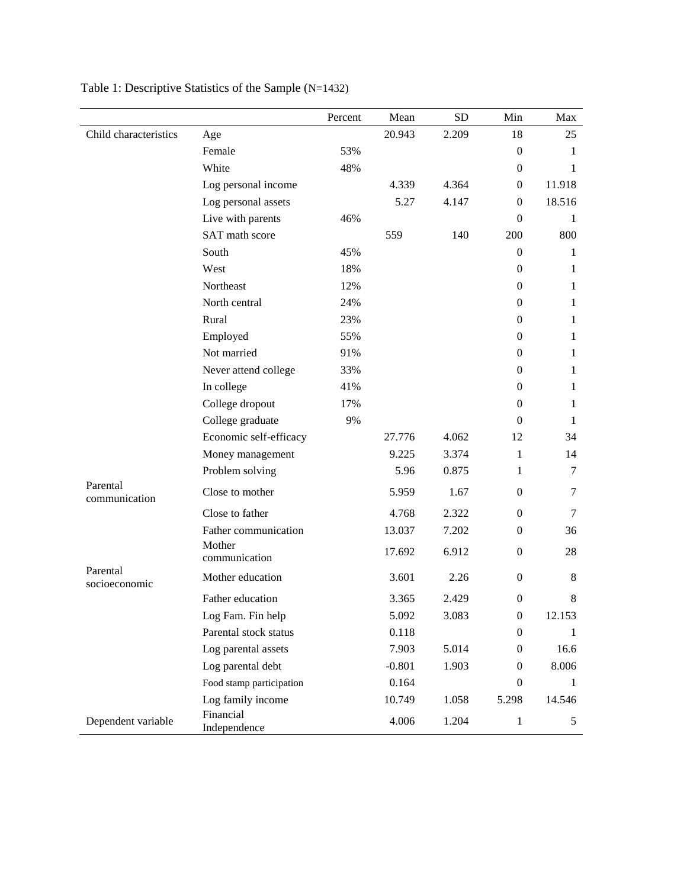Table 1: Descriptive Statistics of the Sample (N=1432)

| | | Percent | Mean | SD | Min | Max |
|---|---|---|---|---|---|---|
| Child characteristics | Age | | 20.943 | 2.209 | 18 | 25 |
| | Female | 53% | | | 0 | 1 |
| | White | 48% | | | 0 | 1 |
| | Log personal income | | 4.339 | 4.364 | 0 | 11.918 |
| | Log personal assets | | 5.27 | 4.147 | 0 | 18.516 |
| | Live with parents | 46% | | | 0 | 1 |
| | SAT math score | | 559 | 140 | 200 | 800 |
| | South | 45% | | | 0 | 1 |
| | West | 18% | | | 0 | 1 |
| | Northeast | 12% | | | 0 | 1 |
| | North central | 24% | | | 0 | 1 |
| | Rural | 23% | | | 0 | 1 |
| | Employed | 55% | | | 0 | 1 |
| | Not married | 91% | | | 0 | 1 |
| | Never attend college | 33% | | | 0 | 1 |
| | In college | 41% | | | 0 | 1 |
| | College dropout | 17% | | | 0 | 1 |
| | College graduate | 9% | | | 0 | 1 |
| | Economic self-efficacy | | 27.776 | 4.062 | 12 | 34 |
| | Money management | | 9.225 | 3.374 | 1 | 14 |
| | Problem solving | | 5.96 | 0.875 | 1 | 7 |
| Parental communication | Close to mother | | 5.959 | 1.67 | 0 | 7 |
| | Close to father | | 4.768 | 2.322 | 0 | 7 |
| | Father communication | | 13.037 | 7.202 | 0 | 36 |
| | Mother communication | | 17.692 | 6.912 | 0 | 28 |
| Parental socioeconomic | Mother education | | 3.601 | 2.26 | 0 | 8 |
| | Father education | | 3.365 | 2.429 | 0 | 8 |
| | Log Fam. Fin help | | 5.092 | 3.083 | 0 | 12.153 |
| | Parental stock status | | 0.118 | | 0 | 1 |
| | Log parental assets | | 7.903 | 5.014 | 0 | 16.6 |
| | Log parental debt | | -0.801 | 1.903 | 0 | 8.006 |
| | Food stamp participation | | 0.164 | | 0 | 1 |
| | Log family income | | 10.749 | 1.058 | 5.298 | 14.546 |
| Dependent variable | Financial Independence | | 4.006 | 1.204 | 1 | 5 |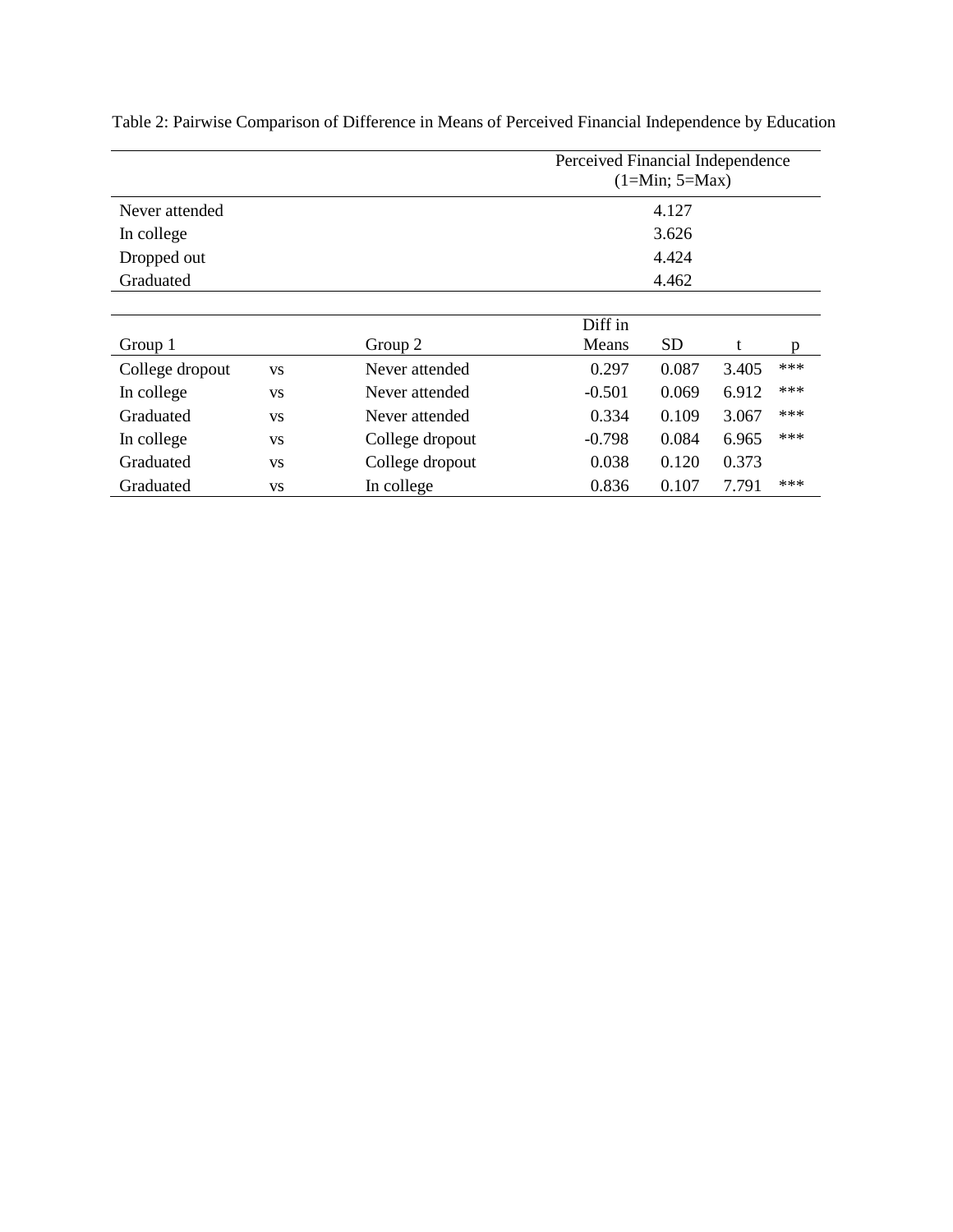Table 2: Pairwise Comparison of Difference in Means of Perceived Financial Independence by Education

| | Perceived Financial Independence (1=Min; 5=Max) |
|---|---|
| Never attended | 4.127 |
| In college | 3.626 |
| Dropped out | 4.424 |
| Graduated | 4.462 |

| Group 1 | | Group 2 | Diff in Means | SD | t | p |
|---|---|---|---|---|---|---|
| College dropout | vs | Never attended | 0.297 | 0.087 | 3.405 | *** |
| In college | vs | Never attended | -0.501 | 0.069 | 6.912 | *** |
| Graduated | vs | Never attended | 0.334 | 0.109 | 3.067 | *** |
| In college | vs | College dropout | -0.798 | 0.084 | 6.965 | *** |
| Graduated | vs | College dropout | 0.038 | 0.120 | 0.373 | |
| Graduated | vs | In college | 0.836 | 0.107 | 7.791 | *** |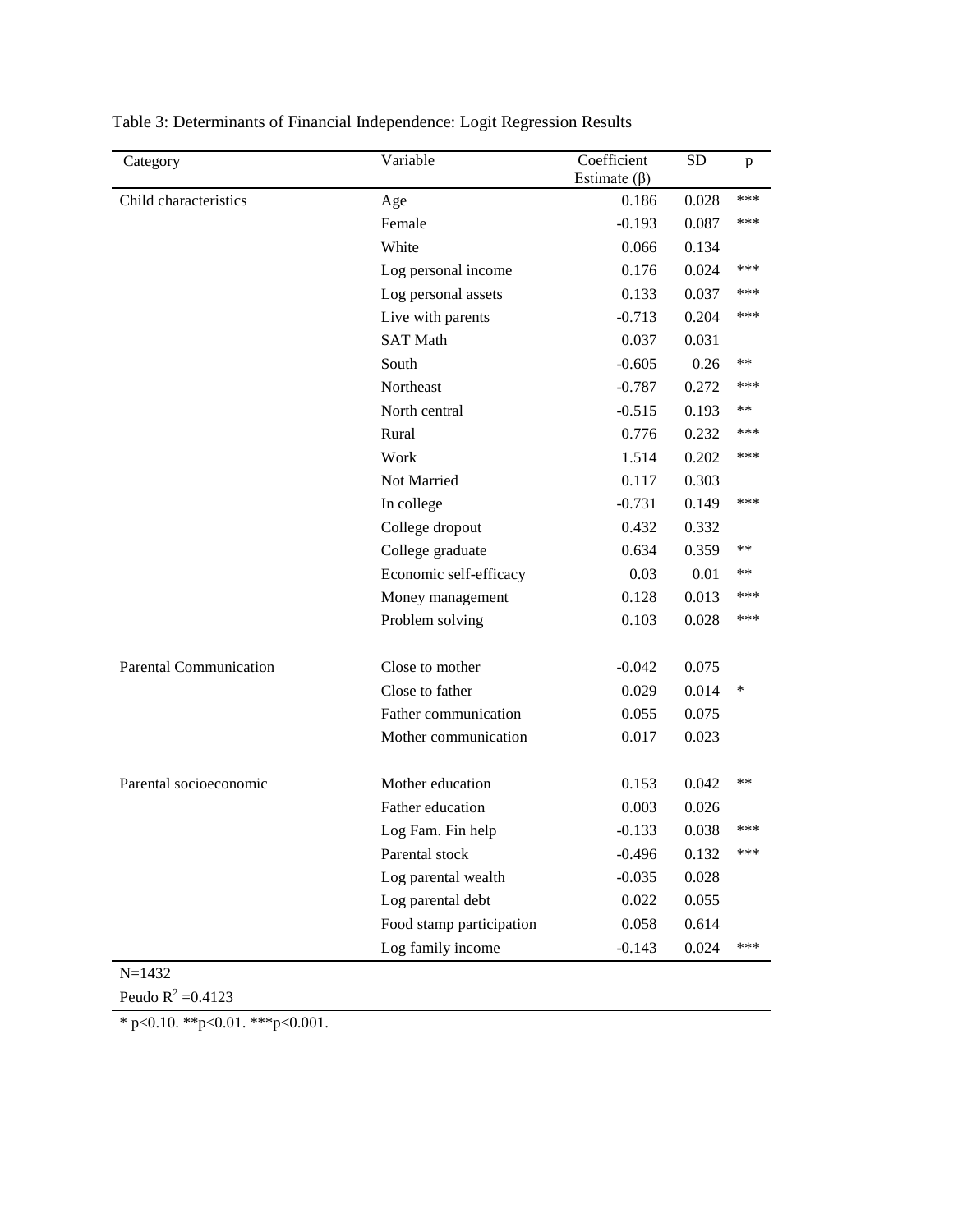Table 3: Determinants of Financial Independence: Logit Regression Results

| Category | Variable | Coefficient Estimate (β) | SD | p |
|---|---|---|---|---|
| Child characteristics | Age | 0.186 | 0.028 | *** |
| | Female | -0.193 | 0.087 | *** |
| | White | 0.066 | 0.134 | |
| | Log personal income | 0.176 | 0.024 | *** |
| | Log personal assets | 0.133 | 0.037 | *** |
| | Live with parents | -0.713 | 0.204 | *** |
| | SAT Math | 0.037 | 0.031 | |
| | South | -0.605 | 0.26 | ** |
| | Northeast | -0.787 | 0.272 | *** |
| | North central | -0.515 | 0.193 | ** |
| | Rural | 0.776 | 0.232 | *** |
| | Work | 1.514 | 0.202 | *** |
| | Not Married | 0.117 | 0.303 | |
| | In college | -0.731 | 0.149 | *** |
| | College dropout | 0.432 | 0.332 | |
| | College graduate | 0.634 | 0.359 | ** |
| | Economic self-efficacy | 0.03 | 0.01 | ** |
| | Money management | 0.128 | 0.013 | *** |
| | Problem solving | 0.103 | 0.028 | *** |
| Parental Communication | Close to mother | -0.042 | 0.075 | |
| | Close to father | 0.029 | 0.014 | * |
| | Father communication | 0.055 | 0.075 | |
| | Mother communication | 0.017 | 0.023 | |
| Parental socioeconomic | Mother education | 0.153 | 0.042 | ** |
| | Father education | 0.003 | 0.026 | |
| | Log Fam. Fin help | -0.133 | 0.038 | *** |
| | Parental stock | -0.496 | 0.132 | *** |
| | Log parental wealth | -0.035 | 0.028 | |
| | Log parental debt | 0.022 | 0.055 | |
| | Food stamp participation | 0.058 | 0.614 | |
| | Log family income | -0.143 | 0.024 | *** |

N=1432

Peudo $R^2$ =0.4123

* p<0.10. **p<0.01. ***p<0.001.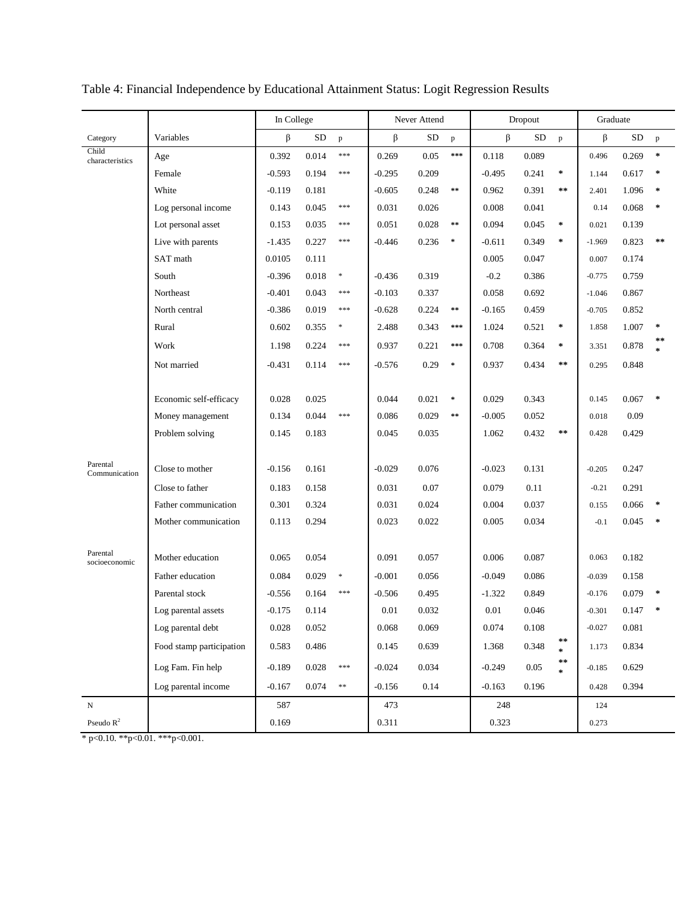Table 4: Financial Independence by Educational Attainment Status: Logit Regression Results

| | | In College | | | Never Attend | | | Dropout | | | Graduate | | |
|---|---|---|---|---|---|---|---|---|---|---|---|---|---|
| Category | Variables | β | SD | p | β | SD | p | β | SD | p | β | SD | p |
| Child characteristics | Age | 0.392 | 0.014 | *** | 0.269 | 0.05 | *** | 0.118 | 0.089 | | 0.496 | 0.269 | * |
| | Female | -0.593 | 0.194 | *** | -0.295 | 0.209 | | -0.495 | 0.241 | * | 1.144 | 0.617 | * |
| | White | -0.119 | 0.181 | | -0.605 | 0.248 | ** | 0.962 | 0.391 | ** | 2.401 | 1.096 | * |
| | Log personal income | 0.143 | 0.045 | *** | 0.031 | 0.026 | | 0.008 | 0.041 | | 0.14 | 0.068 | * |
| | Lot personal asset | 0.153 | 0.035 | *** | 0.051 | 0.028 | ** | 0.094 | 0.045 | * | 0.021 | 0.139 | |
| | Live with parents | -1.435 | 0.227 | *** | -0.446 | 0.236 | * | -0.611 | 0.349 | * | -1.969 | 0.823 | ** |
| | SAT math | 0.0105 | 0.111 | | | | | 0.005 | 0.047 | | 0.007 | 0.174 | |
| | South | -0.396 | 0.018 | * | -0.436 | 0.319 | | -0.2 | 0.386 | | -0.775 | 0.759 | |
| | Northeast | -0.401 | 0.043 | *** | -0.103 | 0.337 | | 0.058 | 0.692 | | -1.046 | 0.867 | |
| | North central | -0.386 | 0.019 | *** | -0.628 | 0.224 | ** | -0.165 | 0.459 | | -0.705 | 0.852 | |
| | Rural | 0.602 | 0.355 | * | 2.488 | 0.343 | *** | 1.024 | 0.521 | * | 1.858 | 1.007 | * |
| | Work | 1.198 | 0.224 | *** | 0.937 | 0.221 | *** | 0.708 | 0.364 | * | 3.351 | 0.878 | *** |
| | Not married | -0.431 | 0.114 | *** | -0.576 | 0.29 | * | 0.937 | 0.434 | ** | 0.295 | 0.848 | |
| | Economic self-efficacy | 0.028 | 0.025 | | 0.044 | 0.021 | * | 0.029 | 0.343 | | 0.145 | 0.067 | * |
| | Money management | 0.134 | 0.044 | *** | 0.086 | 0.029 | ** | -0.005 | 0.052 | | 0.018 | 0.09 | |
| | Problem solving | 0.145 | 0.183 | | 0.045 | 0.035 | | 1.062 | 0.432 | ** | 0.428 | 0.429 | |
| Parental Communication | Close to mother | -0.156 | 0.161 | | -0.029 | 0.076 | | -0.023 | 0.131 | | -0.205 | 0.247 | |
| | Close to father | 0.183 | 0.158 | | 0.031 | 0.07 | | 0.079 | 0.11 | | -0.21 | 0.291 | |
| | Father communication | 0.301 | 0.324 | | 0.031 | 0.024 | | 0.004 | 0.037 | | 0.155 | 0.066 | * |
| | Mother communication | 0.113 | 0.294 | | 0.023 | 0.022 | | 0.005 | 0.034 | | -0.1 | 0.045 | * |
| Parental socioeconomic | Mother education | 0.065 | 0.054 | | 0.091 | 0.057 | | 0.006 | 0.087 | | 0.063 | 0.182 | |
| | Father education | 0.084 | 0.029 | * | -0.001 | 0.056 | | -0.049 | 0.086 | | -0.039 | 0.158 | |
| | Parental stock | -0.556 | 0.164 | *** | -0.506 | 0.495 | | -1.322 | 0.849 | | -0.176 | 0.079 | * |
| | Log parental assets | -0.175 | 0.114 | | 0.01 | 0.032 | | 0.01 | 0.046 | | -0.301 | 0.147 | * |
| | Log parental debt | 0.028 | 0.052 | | 0.068 | 0.069 | | 0.074 | 0.108 | | -0.027 | 0.081 | |
| | Food stamp participation | 0.583 | 0.486 | | 0.145 | 0.639 | | 1.368 | 0.348 | *** | 1.173 | 0.834 | |
| | Log Fam. Fin help | -0.189 | 0.028 | *** | -0.024 | 0.034 | | -0.249 | 0.05 | *** | -0.185 | 0.629 | |
| | Log parental income | -0.167 | 0.074 | ** | -0.156 | 0.14 | | -0.163 | 0.196 | | 0.428 | 0.394 | |
| N | | 587 | | | 473 | | | 248 | | | 124 | | |
| Pseudo $R^2$ | | 0.169 | | | 0.311 | | | 0.323 | | | 0.273 | | |

* p<0.10. **p<0.01. ***p<0.001.